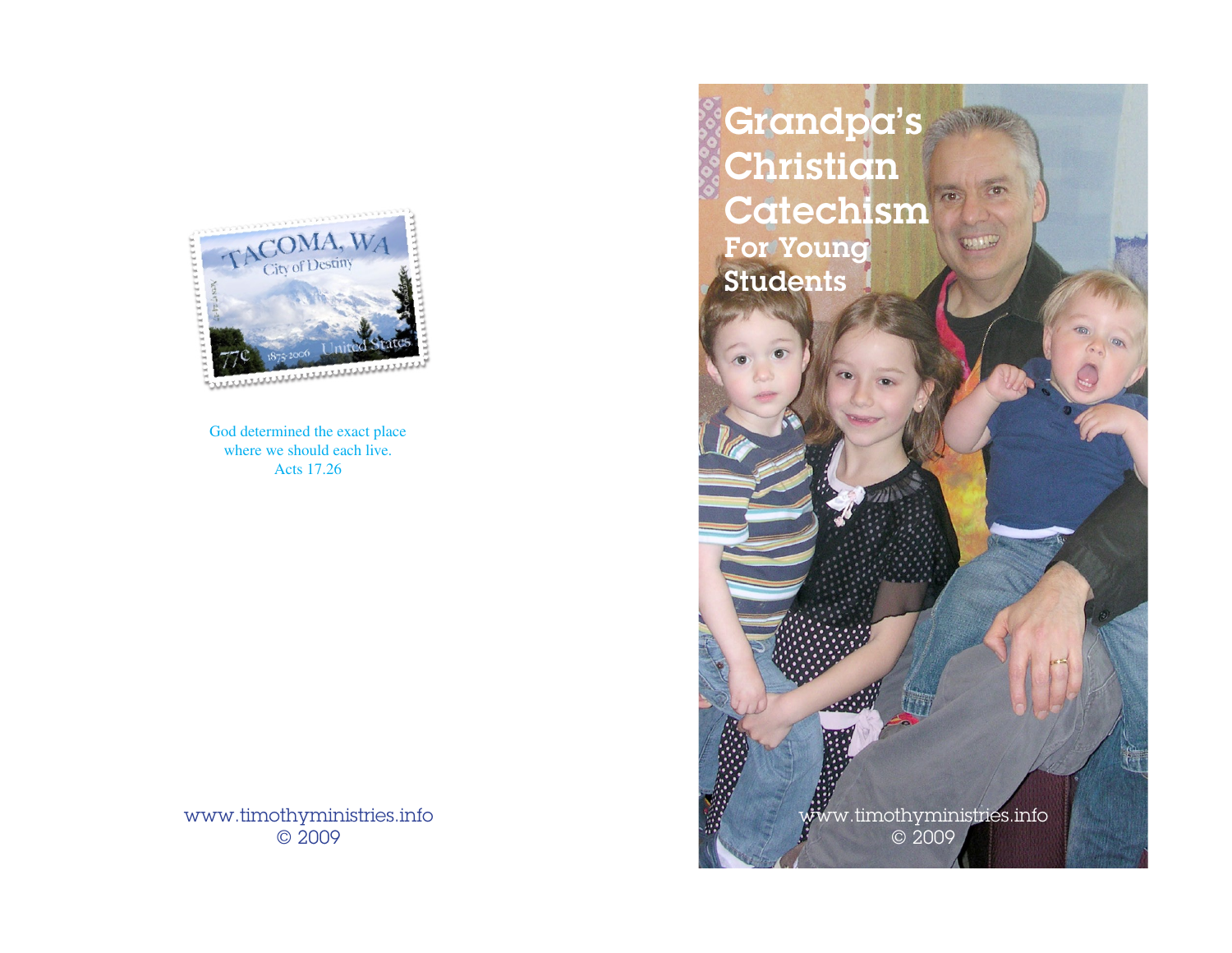God determined the exact place
where we should each live.
Acts 17.26

www.timothyministries.info
© 2009

# Grandpa's Christian Catechism

## For Young Students

www.timothyministries.info
© 2009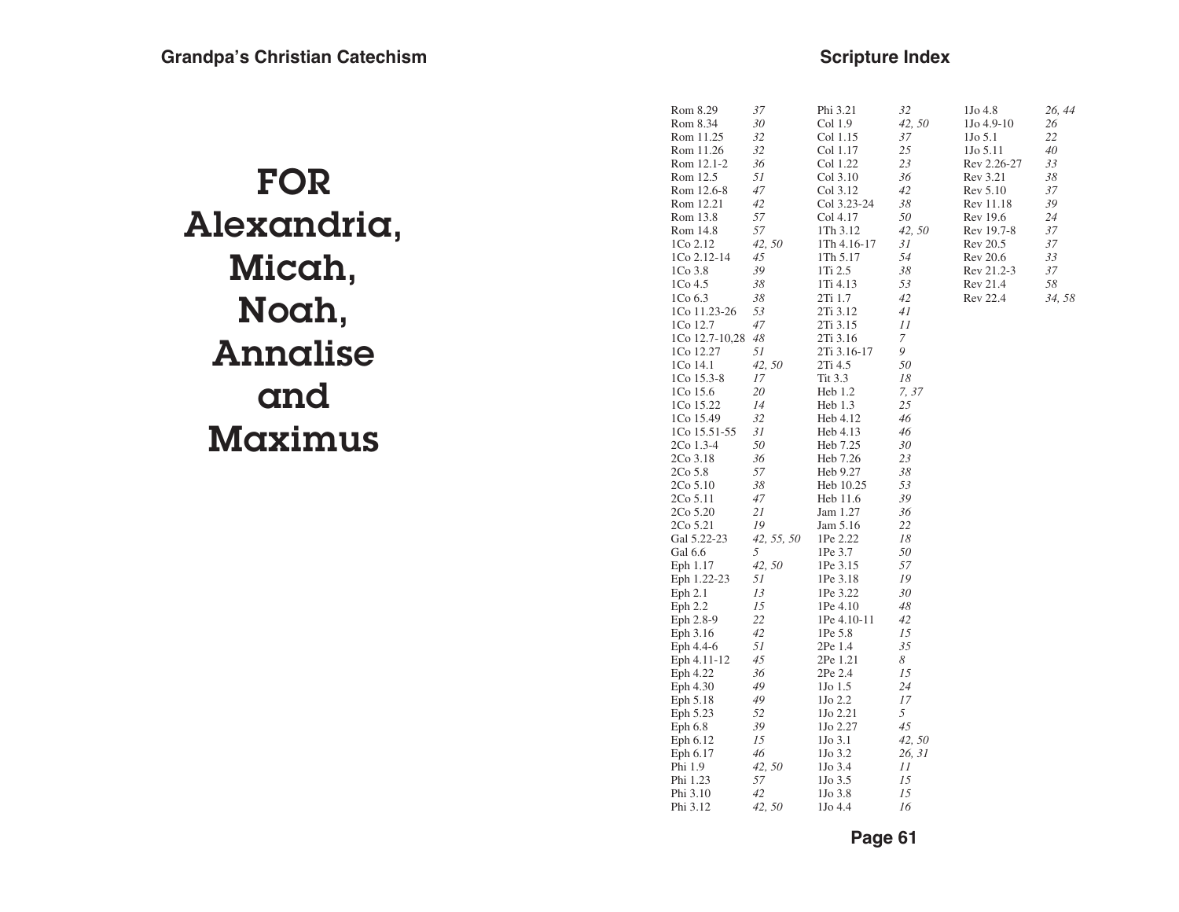# FOR Alexandria, Micah, Noah, Annalise and Maximus

## Scripture Index

| Reference | Page |
|---|---|
| Rom 8.29 | *37* |
| Rom 8.34 | *30* |
| Rom 11.25 | *32* |
| Rom 11.26 | *32* |
| Rom 12.1-2 | *36* |
| Rom 12.5 | *51* |
| Rom 12.6-8 | *47* |
| Rom 12.21 | *42* |
| Rom 13.8 | *57* |
| Rom 14.8 | *57* |
| 1Co 2.12 | *42, 50* |
| 1Co 2.12-14 | *45* |
| 1Co 3.8 | *39* |
| 1Co 4.5 | *38* |
| 1Co 6.3 | *38* |
| 1Co 11.23-26 | *53* |
| 1Co 12.7 | *47* |
| 1Co 12.7-10,28 | *48* |
| 1Co 12.27 | *51* |
| 1Co 14.1 | *42, 50* |
| 1Co 15.3-8 | *17* |
| 1Co 15.6 | *20* |
| 1Co 15.22 | *14* |
| 1Co 15.49 | *32* |
| 1Co 15.51-55 | *31* |
| 2Co 1.3-4 | *50* |
| 2Co 3.18 | *36* |
| 2Co 5.8 | *57* |
| 2Co 5.10 | *38* |
| 2Co 5.11 | *47* |
| 2Co 5.20 | *21* |
| 2Co 5.21 | *19* |
| Gal 5.22-23 | *42, 55, 50* |
| Gal 6.6 | *5* |
| Eph 1.17 | *42, 50* |
| Eph 1.22-23 | *51* |
| Eph 2.1 | *13* |
| Eph 2.2 | *15* |
| Eph 2.8-9 | *22* |
| Eph 3.16 | *42* |
| Eph 4.4-6 | *51* |
| Eph 4.11-12 | *45* |
| Eph 4.22 | *36* |
| Eph 4.30 | *49* |
| Eph 5.18 | *49* |
| Eph 5.23 | *52* |
| Eph 6.8 | *39* |
| Eph 6.12 | *15* |
| Eph 6.17 | *46* |
| Phi 1.9 | *42, 50* |
| Phi 1.23 | *57* |
| Phi 3.10 | *42* |
| Phi 3.12 | *42, 50* |
| Phi 3.21 | *32* |
| Col 1.9 | *42, 50* |
| Col 1.15 | *37* |
| Col 1.17 | *25* |
| Col 1.22 | *23* |
| Col 3.10 | *36* |
| Col 3.12 | *42* |
| Col 3.23-24 | *38* |
| Col 4.17 | *50* |
| 1Th 3.12 | *42, 50* |
| 1Th 4.16-17 | *31* |
| 1Th 5.17 | *54* |
| 1Ti 2.5 | *38* |
| 1Ti 4.13 | *53* |
| 2Ti 1.7 | *42* |
| 2Ti 3.12 | *41* |
| 2Ti 3.15 | *11* |
| 2Ti 3.16 | *7* |
| 2Ti 3.16-17 | *9* |
| 2Ti 4.5 | *50* |
| Tit 3.3 | *18* |
| Heb 1.2 | *7, 37* |
| Heb 1.3 | *25* |
| Heb 4.12 | *46* |
| Heb 4.13 | *46* |
| Heb 7.25 | *30* |
| Heb 7.26 | *23* |
| Heb 9.27 | *38* |
| Heb 10.25 | *53* |
| Heb 11.6 | *39* |
| Jam 1.27 | *36* |
| Jam 5.16 | *22* |
| 1Pe 2.22 | *18* |
| 1Pe 3.7 | *50* |
| 1Pe 3.15 | *57* |
| 1Pe 3.18 | *19* |
| 1Pe 3.22 | *30* |
| 1Pe 4.10 | *48* |
| 1Pe 4.10-11 | *42* |
| 1Pe 5.8 | *15* |
| 2Pe 1.4 | *35* |
| 2Pe 1.21 | *8* |
| 2Pe 2.4 | *15* |
| 1Jo 1.5 | *24* |
| 1Jo 2.2 | *17* |
| 1Jo 2.21 | *5* |
| 1Jo 2.27 | *45* |
| 1Jo 3.1 | *42, 50* |
| 1Jo 3.2 | *26, 31* |
| 1Jo 3.4 | *11* |
| 1Jo 3.5 | *15* |
| 1Jo 3.8 | *15* |
| 1Jo 4.4 | *16* |
| 1Jo 4.8 | *26, 44* |
| 1Jo 4.9-10 | *26* |
| 1Jo 5.1 | *22* |
| 1Jo 5.11 | *40* |
| Rev 2.26-27 | *33* |
| Rev 3.21 | *38* |
| Rev 5.10 | *37* |
| Rev 11.18 | *39* |
| Rev 19.6 | *24* |
| Rev 19.7-8 | *37* |
| Rev 20.5 | *37* |
| Rev 20.6 | *33* |
| Rev 21.2-3 | *37* |
| Rev 21.4 | *58* |
| Rev 22.4 | *34, 58* |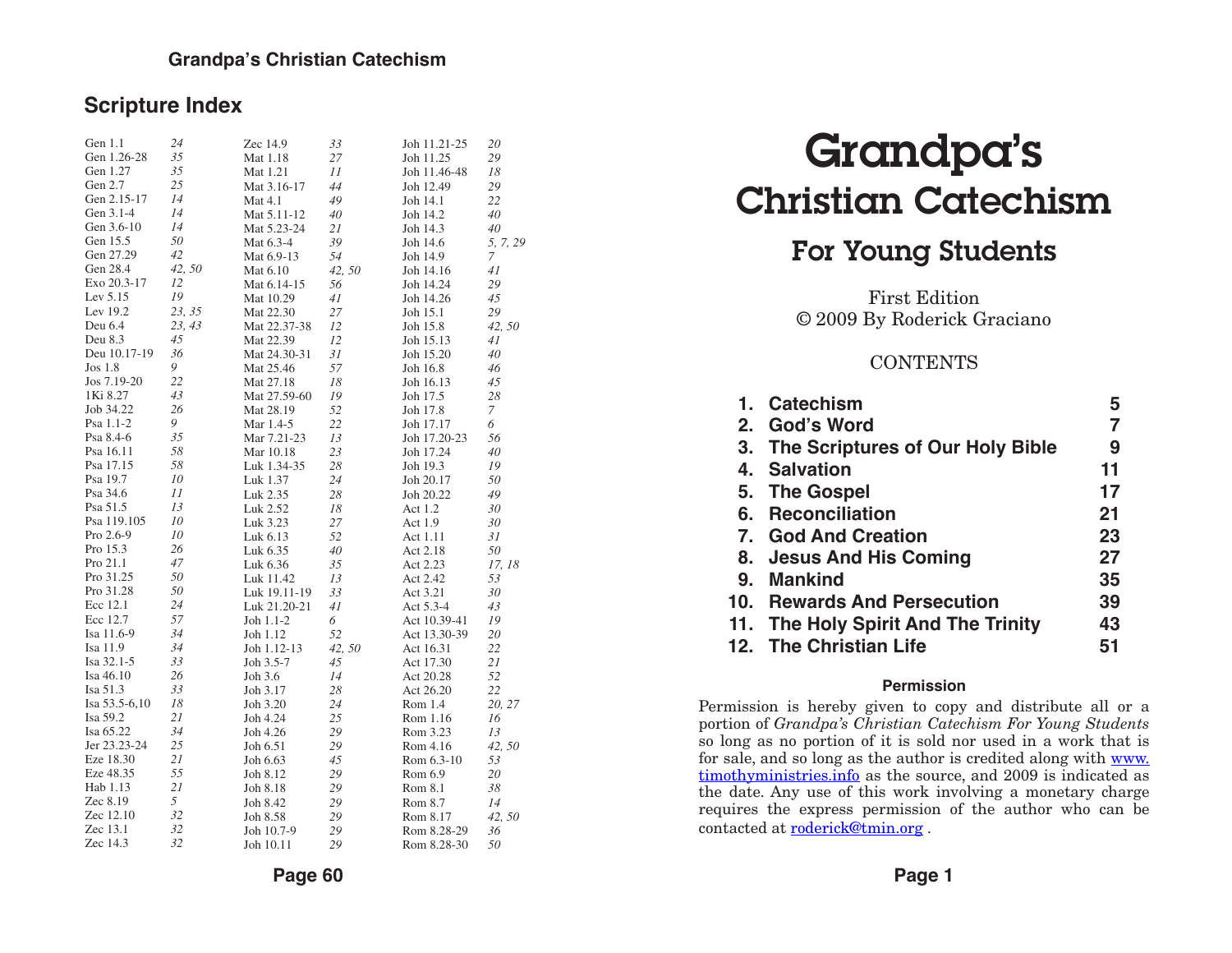## Scripture Index

| Reference | Page | Reference | Page | Reference | Page |
|---|---|---|---|---|---|
| Gen 1.1 | *24* | Zec 14.9 | *33* | Joh 11.21-25 | *20* |
| Gen 1.26-28 | *35* | Mat 1.18 | *27* | Joh 11.25 | *29* |
| Gen 1.27 | *35* | Mat 1.21 | *11* | Joh 11.46-48 | *18* |
| Gen 2.7 | *25* | Mat 3.16-17 | *44* | Joh 12.49 | *29* |
| Gen 2.15-17 | *14* | Mat 4.1 | *49* | Joh 14.1 | *22* |
| Gen 3.1-4 | *14* | Mat 5.11-12 | *40* | Joh 14.2 | *40* |
| Gen 3.6-10 | *14* | Mat 5.23-24 | *21* | Joh 14.3 | *40* |
| Gen 15.5 | *50* | Mat 6.3-4 | *39* | Joh 14.6 | *5, 7, 29* |
| Gen 27.29 | *42* | Mat 6.9-13 | *54* | Joh 14.9 | *7* |
| Gen 28.4 | *42, 50* | Mat 6.10 | *42, 50* | Joh 14.16 | *41* |
| Exo 20.3-17 | *12* | Mat 6.14-15 | *56* | Joh 14.24 | *29* |
| Lev 5.15 | *19* | Mat 10.29 | *41* | Joh 14.26 | *45* |
| Lev 19.2 | *23, 35* | Mat 22.30 | *27* | Joh 15.1 | *29* |
| Deu 6.4 | *23, 43* | Mat 22.37-38 | *12* | Joh 15.8 | *42, 50* |
| Deu 8.3 | *45* | Mat 22.39 | *12* | Joh 15.13 | *41* |
| Deu 10.17-19 | *36* | Mat 24.30-31 | *31* | Joh 15.20 | *40* |
| Jos 1.8 | *9* | Mat 25.46 | *57* | Joh 16.8 | *46* |
| Jos 7.19-20 | *22* | Mat 27.18 | *18* | Joh 16.13 | *45* |
| 1Ki 8.27 | *43* | Mat 27.59-60 | *19* | Joh 17.5 | *28* |
| Job 34.22 | *26* | Mat 28.19 | *52* | Joh 17.8 | *7* |
| Psa 1.1-2 | *9* | Mar 1.4-5 | *22* | Joh 17.17 | *6* |
| Psa 8.4-6 | *35* | Mar 7.21-23 | *13* | Joh 17.20-23 | *56* |
| Psa 16.11 | *58* | Mar 10.18 | *23* | Joh 17.24 | *40* |
| Psa 17.15 | *58* | Luk 1.34-35 | *28* | Joh 19.3 | *19* |
| Psa 19.7 | *10* | Luk 1.37 | *24* | Joh 20.17 | *50* |
| Psa 34.6 | *11* | Luk 2.35 | *28* | Joh 20.22 | *49* |
| Psa 51.5 | *13* | Luk 2.52 | *18* | Act 1.2 | *30* |
| Psa 119.105 | *10* | Luk 3.23 | *27* | Act 1.9 | *30* |
| Pro 2.6-9 | *10* | Luk 6.13 | *52* | Act 1.11 | *31* |
| Pro 15.3 | *26* | Luk 6.35 | *40* | Act 2.18 | *50* |
| Pro 21.1 | *47* | Luk 6.36 | *35* | Act 2.23 | *17, 18* |
| Pro 31.25 | *50* | Luk 11.42 | *13* | Act 2.42 | *53* |
| Pro 31.28 | *50* | Luk 19.11-19 | *33* | Act 3.21 | *30* |
| Ecc 12.1 | *24* | Luk 21.20-21 | *41* | Act 5.3-4 | *43* |
| Ecc 12.7 | *57* | Joh 1.1-2 | *6* | Act 10.39-41 | *19* |
| Isa 11.6-9 | *34* | Joh 1.12 | *52* | Act 13.30-39 | *20* |
| Isa 11.9 | *34* | Joh 1.12-13 | *42, 50* | Act 16.31 | *22* |
| Isa 32.1-5 | *33* | Joh 3.5-7 | *45* | Act 17.30 | *21* |
| Isa 46.10 | *26* | Joh 3.6 | *14* | Act 20.28 | *52* |
| Isa 51.3 | *33* | Joh 3.17 | *28* | Act 26.20 | *22* |
| Isa 53.5-6,10 | *18* | Joh 3.20 | *24* | Rom 1.4 | *20, 27* |
| Isa 59.2 | *21* | Joh 4.24 | *25* | Rom 1.16 | *16* |
| Isa 65.22 | *34* | Joh 4.26 | *29* | Rom 3.23 | *13* |
| Jer 23.23-24 | *25* | Joh 6.51 | *29* | Rom 4.16 | *42, 50* |
| Eze 18.30 | *21* | Joh 6.63 | *45* | Rom 6.3-10 | *53* |
| Eze 48.35 | *55* | Joh 8.12 | *29* | Rom 6.9 | *20* |
| Hab 1.13 | *21* | Joh 8.18 | *29* | Rom 8.1 | *38* |
| Zec 8.19 | *5* | Joh 8.42 | *29* | Rom 8.7 | *14* |
| Zec 12.10 | *32* | Joh 8.58 | *29* | Rom 8.17 | *42, 50* |
| Zec 13.1 | *32* | Joh 10.7-9 | *29* | Rom 8.28-29 | *36* |
| Zec 14.3 | *32* | Joh 10.11 | *29* | Rom 8.28-30 | *50* |

# Grandpa's Christian Catechism

## For Young Students

First Edition
© 2009 By Roderick Graciano

CONTENTS

| | | |
|---|---|---|
| **1.** | **Catechism** | **5** |
| **2.** | **God's Word** | **7** |
| **3.** | **The Scriptures of Our Holy Bible** | **9** |
| **4.** | **Salvation** | **11** |
| **5.** | **The Gospel** | **17** |
| **6.** | **Reconciliation** | **21** |
| **7.** | **God And Creation** | **23** |
| **8.** | **Jesus And His Coming** | **27** |
| **9.** | **Mankind** | **35** |
| **10.** | **Rewards And Persecution** | **39** |
| **11.** | **The Holy Spirit And The Trinity** | **43** |
| **12.** | **The Christian Life** | **51** |

**Permission**

Permission is hereby given to copy and distribute all or a portion of *Grandpa's Christian Catechism For Young Students* so long as no portion of it is sold nor used in a work that is for sale, and so long as the author is credited along with www.timothyministries.info as the source, and 2009 is indicated as the date. Any use of this work involving a monetary charge requires the express permission of the author who can be contacted at roderick@tmin.org .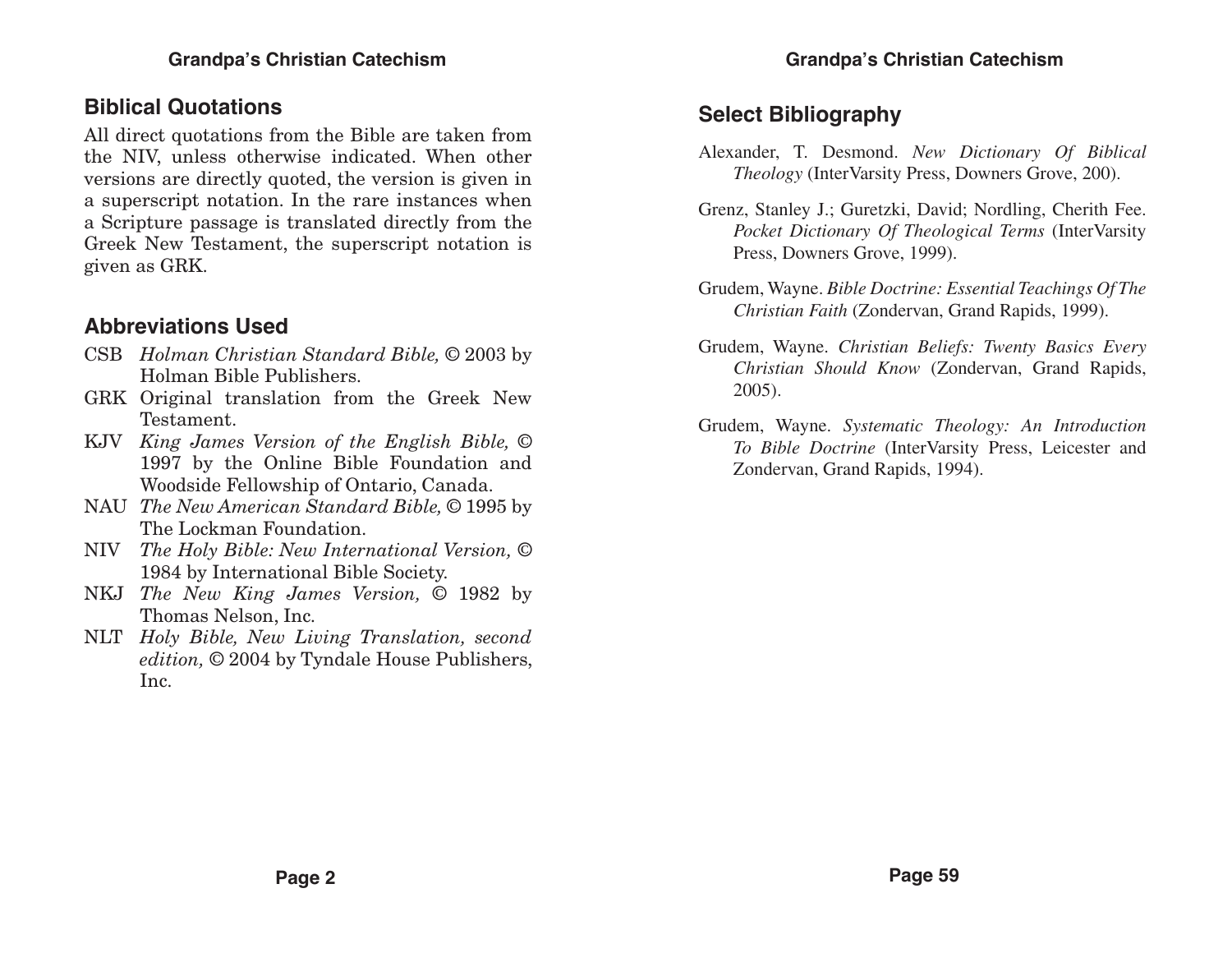## Biblical Quotations

All direct quotations from the Bible are taken from the NIV, unless otherwise indicated. When other versions are directly quoted, the version is given in a superscript notation. In the rare instances when a Scripture passage is translated directly from the Greek New Testament, the superscript notation is given as GRK.

## Abbreviations Used

- CSB *Holman Christian Standard Bible,* © 2003 by Holman Bible Publishers.
- GRK Original translation from the Greek New Testament.
- KJV *King James Version of the English Bible,* © 1997 by the Online Bible Foundation and Woodside Fellowship of Ontario, Canada.
- NAU *The New American Standard Bible,* © 1995 by The Lockman Foundation.
- NIV *The Holy Bible: New International Version,* © 1984 by International Bible Society.
- NKJ *The New King James Version,* © 1982 by Thomas Nelson, Inc.
- NLT *Holy Bible, New Living Translation, second edition,* © 2004 by Tyndale House Publishers, Inc.

## Select Bibliography

Alexander, T. Desmond. *New Dictionary Of Biblical Theology* (InterVarsity Press, Downers Grove, 200).

Grenz, Stanley J.; Guretzki, David; Nordling, Cherith Fee. *Pocket Dictionary Of Theological Terms* (InterVarsity Press, Downers Grove, 1999).

Grudem, Wayne. *Bible Doctrine: Essential Teachings Of The Christian Faith* (Zondervan, Grand Rapids, 1999).

Grudem, Wayne. *Christian Beliefs: Twenty Basics Every Christian Should Know* (Zondervan, Grand Rapids, 2005).

Grudem, Wayne. *Systematic Theology: An Introduction To Bible Doctrine* (InterVarsity Press, Leicester and Zondervan, Grand Rapids, 1994).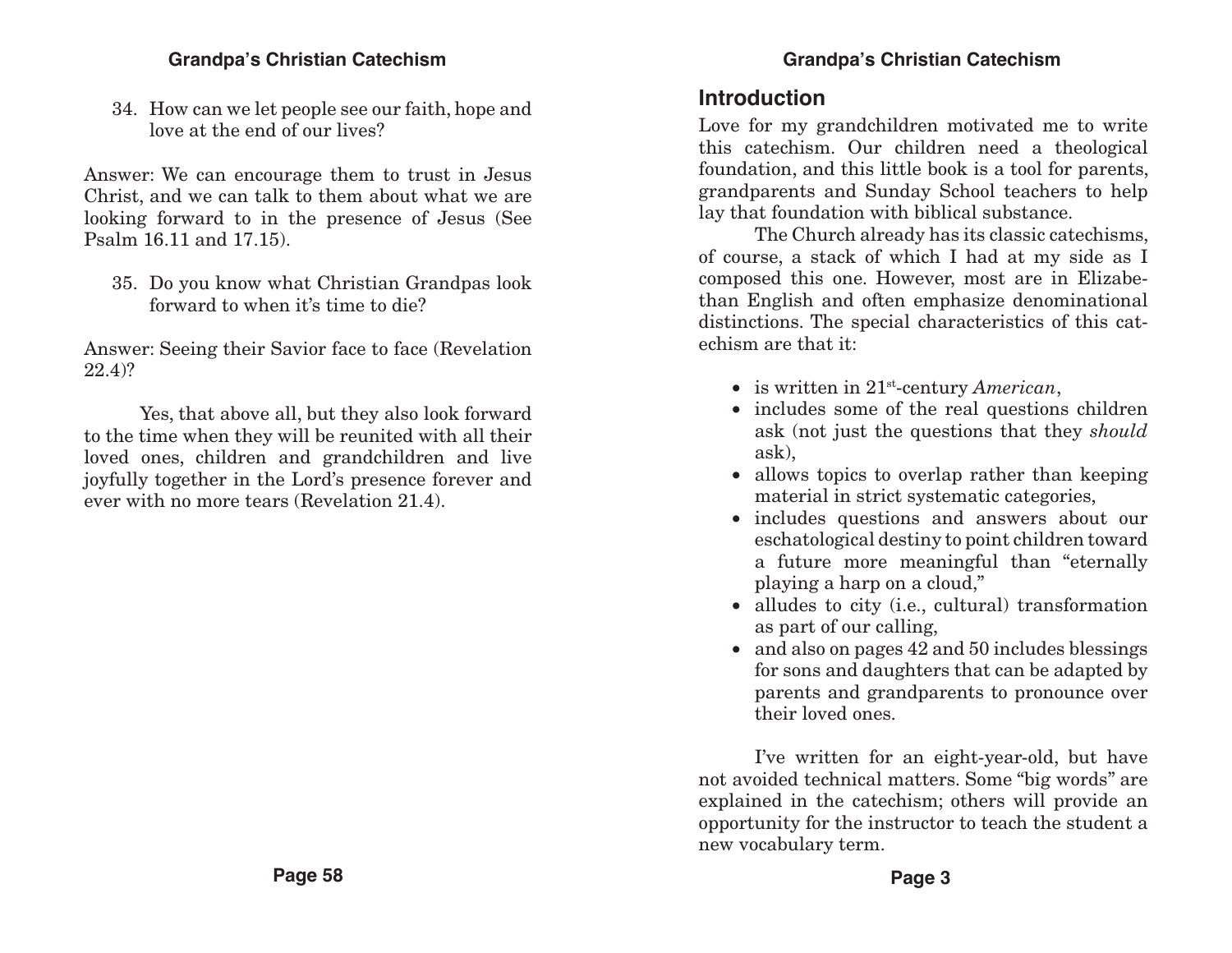34. How can we let people see our faith, hope and love at the end of our lives?

Answer: We can encourage them to trust in Jesus Christ, and we can talk to them about what we are looking forward to in the presence of Jesus (See Psalm 16.11 and 17.15).

35. Do you know what Christian Grandpas look forward to when it's time to die?

Answer: Seeing their Savior face to face (Revelation 22.4)?

Yes, that above all, but they also look forward to the time when they will be reunited with all their loved ones, children and grandchildren and live joyfully together in the Lord's presence forever and ever with no more tears (Revelation 21.4).

## Introduction

Love for my grandchildren motivated me to write this catechism. Our children need a theological foundation, and this little book is a tool for parents, grandparents and Sunday School teachers to help lay that foundation with biblical substance.

The Church already has its classic catechisms, of course, a stack of which I had at my side as I composed this one. However, most are in Elizabethan English and often emphasize denominational distinctions. The special characteristics of this catechism are that it:

- is written in 21st-century *American*,
- includes some of the real questions children ask (not just the questions that they *should* ask),
- allows topics to overlap rather than keeping material in strict systematic categories,
- includes questions and answers about our eschatological destiny to point children toward a future more meaningful than "eternally playing a harp on a cloud,"
- alludes to city (i.e., cultural) transformation as part of our calling,
- and also on pages 42 and 50 includes blessings for sons and daughters that can be adapted by parents and grandparents to pronounce over their loved ones.

I've written for an eight-year-old, but have not avoided technical matters. Some "big words" are explained in the catechism; others will provide an opportunity for the instructor to teach the student a new vocabulary term.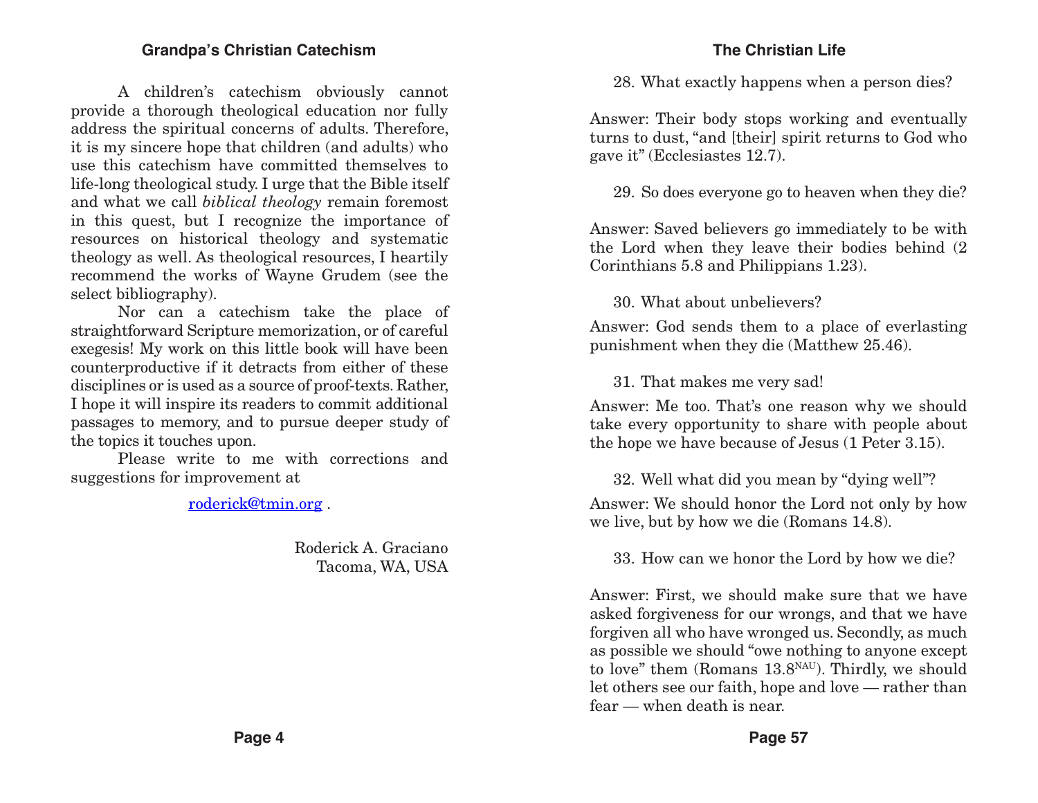A children's catechism obviously cannot provide a thorough theological education nor fully address the spiritual concerns of adults. Therefore, it is my sincere hope that children (and adults) who use this catechism have committed themselves to life-long theological study. I urge that the Bible itself and what we call *biblical theology* remain foremost in this quest, but I recognize the importance of resources on historical theology and systematic theology as well. As theological resources, I heartily recommend the works of Wayne Grudem (see the select bibliography).

Nor can a catechism take the place of straightforward Scripture memorization, or of careful exegesis! My work on this little book will have been counterproductive if it detracts from either of these disciplines or is used as a source of proof-texts. Rather, I hope it will inspire its readers to commit additional passages to memory, and to pursue deeper study of the topics it touches upon.

Please write to me with corrections and suggestions for improvement at

roderick@tmin.org .

Roderick A. Graciano
Tacoma, WA, USA

28. What exactly happens when a person dies?

Answer: Their body stops working and eventually turns to dust, "and [their] spirit returns to God who gave it" (Ecclesiastes 12.7).

29. So does everyone go to heaven when they die?

Answer: Saved believers go immediately to be with the Lord when they leave their bodies behind (2 Corinthians 5.8 and Philippians 1.23).

30. What about unbelievers?

Answer: God sends them to a place of everlasting punishment when they die (Matthew 25.46).

31. That makes me very sad!

Answer: Me too. That's one reason why we should take every opportunity to share with people about the hope we have because of Jesus (1 Peter 3.15).

32. Well what did you mean by "dying well"?

Answer: We should honor the Lord not only by how we live, but by how we die (Romans 14.8).

33. How can we honor the Lord by how we die?

Answer: First, we should make sure that we have asked forgiveness for our wrongs, and that we have forgiven all who have wronged us. Secondly, as much as possible we should "owe nothing to anyone except to love" them (Romans 13.8[NAU]). Thirdly, we should let others see our faith, hope and love — rather than fear — when death is near.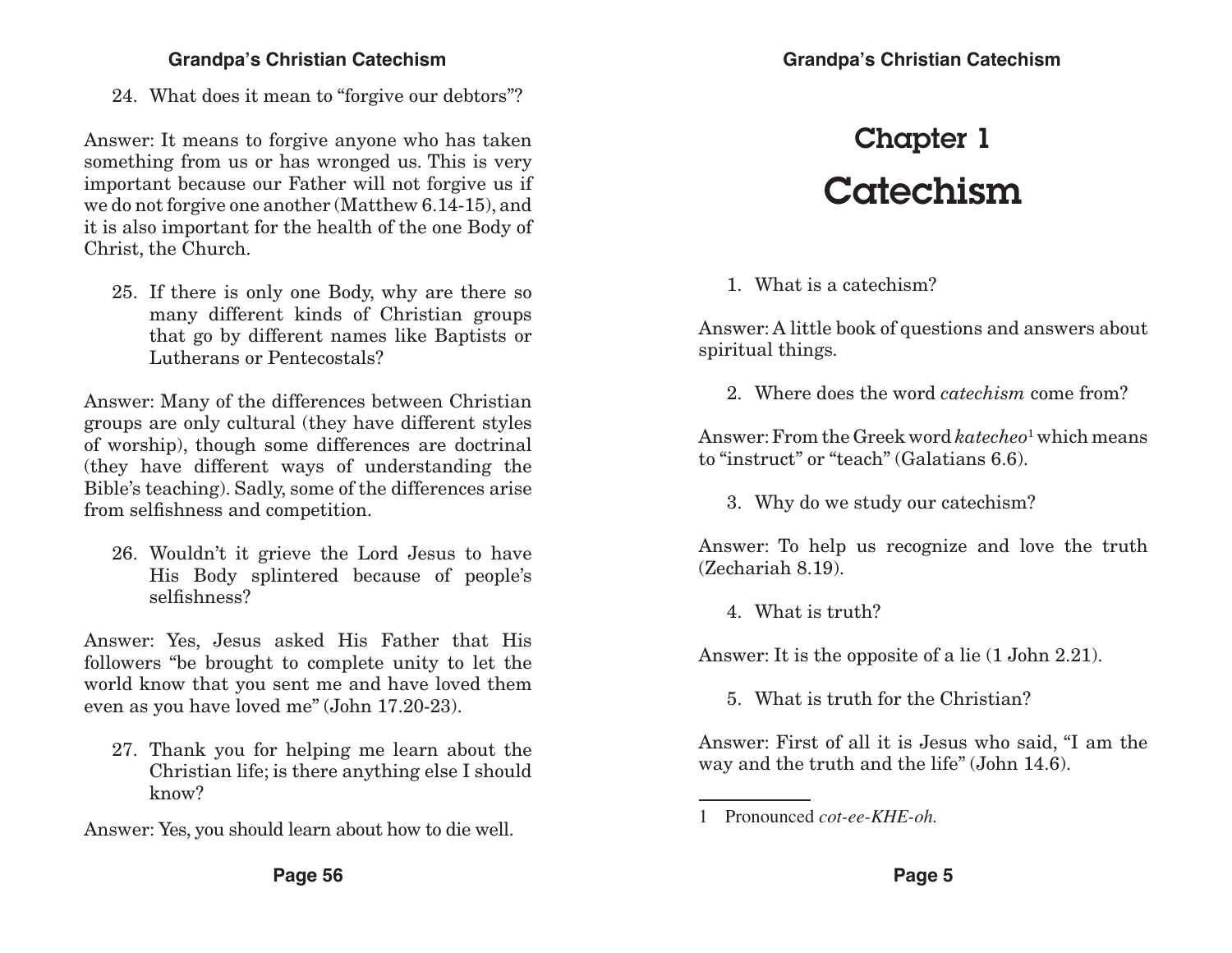24. What does it mean to "forgive our debtors"?

Answer: It means to forgive anyone who has taken something from us or has wronged us. This is very important because our Father will not forgive us if we do not forgive one another (Matthew 6.14-15), and it is also important for the health of the one Body of Christ, the Church.

25. If there is only one Body, why are there so many different kinds of Christian groups that go by different names like Baptists or Lutherans or Pentecostals?

Answer: Many of the differences between Christian groups are only cultural (they have different styles of worship), though some differences are doctrinal (they have different ways of understanding the Bible's teaching). Sadly, some of the differences arise from selfishness and competition.

26. Wouldn't it grieve the Lord Jesus to have His Body splintered because of people's selfishness?

Answer: Yes, Jesus asked His Father that His followers "be brought to complete unity to let the world know that you sent me and have loved them even as you have loved me" (John 17.20-23).

27. Thank you for helping me learn about the Christian life; is there anything else I should know?

Answer: Yes, you should learn about how to die well.

# Chapter 1
# Catechism

1. What is a catechism?

Answer: A little book of questions and answers about spiritual things.

2. Where does the word *catechism* come from?

Answer: From the Greek word *katecheo*[1] which means to "instruct" or "teach" (Galatians 6.6).

3. Why do we study our catechism?

Answer: To help us recognize and love the truth (Zechariah 8.19).

4. What is truth?

Answer: It is the opposite of a lie (1 John 2.21).

5. What is truth for the Christian?

Answer: First of all it is Jesus who said, "I am the way and the truth and the life" (John 14.6).

---

1 Pronounced *cot-ee-KHE-oh.*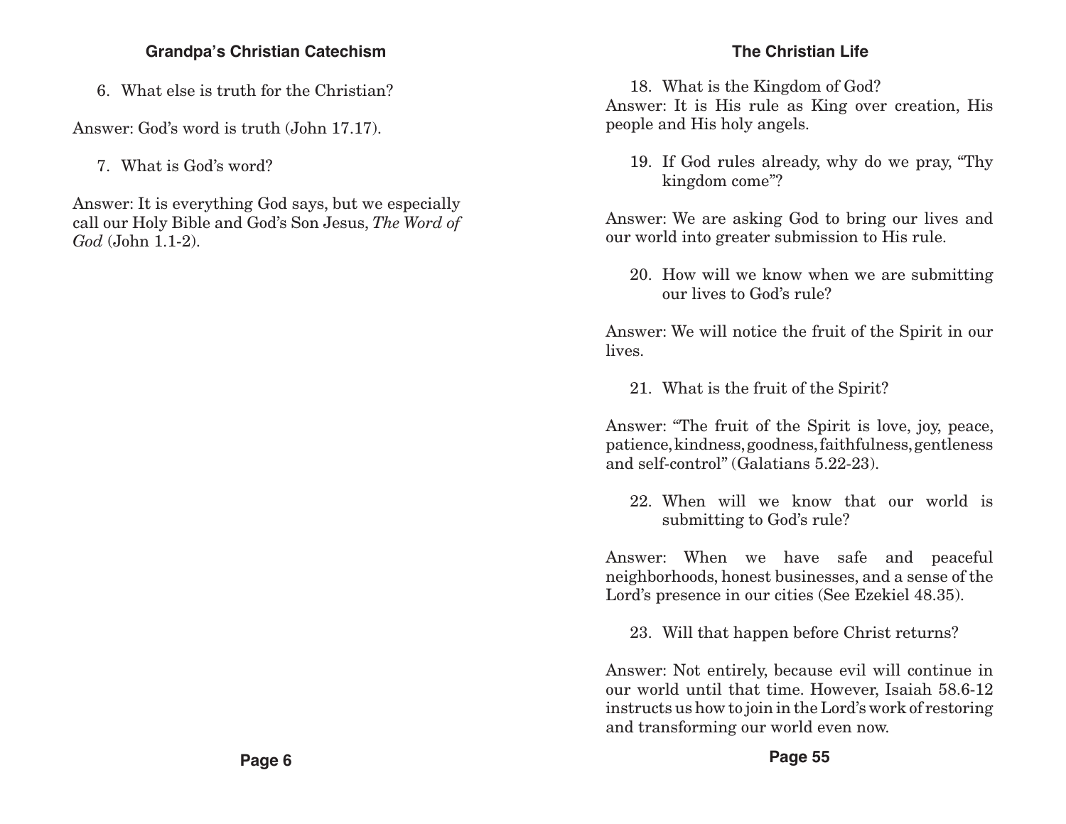6. What else is truth for the Christian?

Answer: God's word is truth (John 17.17).

7. What is God's word?

Answer: It is everything God says, but we especially call our Holy Bible and God's Son Jesus, *The Word of God* (John 1.1-2).

18. What is the Kingdom of God?

Answer: It is His rule as King over creation, His people and His holy angels.

19. If God rules already, why do we pray, "Thy kingdom come"?

Answer: We are asking God to bring our lives and our world into greater submission to His rule.

20. How will we know when we are submitting our lives to God's rule?

Answer: We will notice the fruit of the Spirit in our lives.

21. What is the fruit of the Spirit?

Answer: "The fruit of the Spirit is love, joy, peace, patience, kindness, goodness, faithfulness, gentleness and self-control" (Galatians 5.22-23).

22. When will we know that our world is submitting to God's rule?

Answer: When we have safe and peaceful neighborhoods, honest businesses, and a sense of the Lord's presence in our cities (See Ezekiel 48.35).

23. Will that happen before Christ returns?

Answer: Not entirely, because evil will continue in our world until that time. However, Isaiah 58.6-12 instructs us how to join in the Lord's work of restoring and transforming our world even now.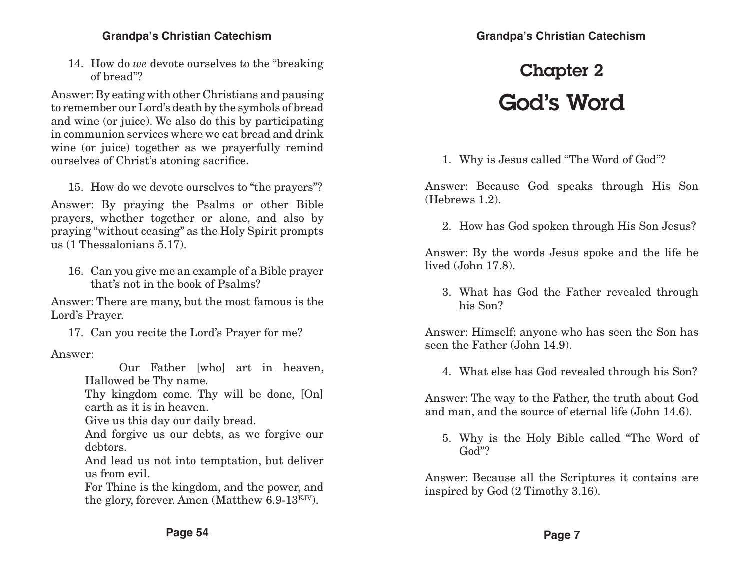14. How do *we* devote ourselves to the "breaking of bread"?

Answer: By eating with other Christians and pausing to remember our Lord's death by the symbols of bread and wine (or juice). We also do this by participating in communion services where we eat bread and drink wine (or juice) together as we prayerfully remind ourselves of Christ's atoning sacrifice.

15. How do we devote ourselves to "the prayers"?

Answer: By praying the Psalms or other Bible prayers, whether together or alone, and also by praying "without ceasing" as the Holy Spirit prompts us (1 Thessalonians 5.17).

16. Can you give me an example of a Bible prayer that's not in the book of Psalms?

Answer: There are many, but the most famous is the Lord's Prayer.

17. Can you recite the Lord's Prayer for me?

Answer:

> Our Father [who] art in heaven, Hallowed be Thy name.
> Thy kingdom come. Thy will be done, [On] earth as it is in heaven.
> Give us this day our daily bread.
> And forgive us our debts, as we forgive our debtors.
> And lead us not into temptation, but deliver us from evil.
> For Thine is the kingdom, and the power, and the glory, forever. Amen (Matthew 6.9-13[KJV]).

# Chapter 2
# God's Word

1. Why is Jesus called "The Word of God"?

Answer: Because God speaks through His Son (Hebrews 1.2).

2. How has God spoken through His Son Jesus?

Answer: By the words Jesus spoke and the life he lived (John 17.8).

3. What has God the Father revealed through his Son?

Answer: Himself; anyone who has seen the Son has seen the Father (John 14.9).

4. What else has God revealed through his Son?

Answer: The way to the Father, the truth about God and man, and the source of eternal life (John 14.6).

5. Why is the Holy Bible called "The Word of God"?

Answer: Because all the Scriptures it contains are inspired by God (2 Timothy 3.16).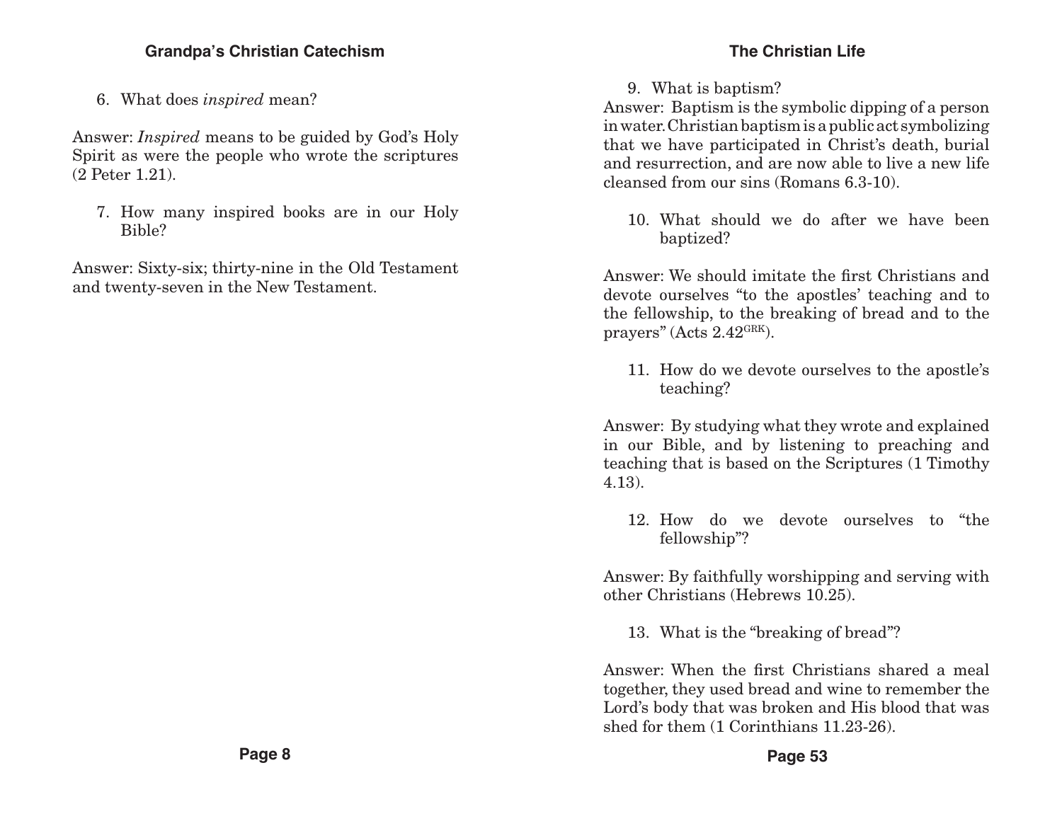6. What does *inspired* mean?

Answer: *Inspired* means to be guided by God's Holy Spirit as were the people who wrote the scriptures (2 Peter 1.21).

7. How many inspired books are in our Holy Bible?

Answer: Sixty-six; thirty-nine in the Old Testament and twenty-seven in the New Testament.

9. What is baptism?

Answer: Baptism is the symbolic dipping of a person in water. Christian baptism is a public act symbolizing that we have participated in Christ's death, burial and resurrection, and are now able to live a new life cleansed from our sins (Romans 6.3-10).

10. What should we do after we have been baptized?

Answer: We should imitate the first Christians and devote ourselves "to the apostles' teaching and to the fellowship, to the breaking of bread and to the prayers" (Acts 2.42[GRK]).

11. How do we devote ourselves to the apostle's teaching?

Answer: By studying what they wrote and explained in our Bible, and by listening to preaching and teaching that is based on the Scriptures (1 Timothy 4.13).

12. How do we devote ourselves to "the fellowship"?

Answer: By faithfully worshipping and serving with other Christians (Hebrews 10.25).

13. What is the "breaking of bread"?

Answer: When the first Christians shared a meal together, they used bread and wine to remember the Lord's body that was broken and His blood that was shed for them (1 Corinthians 11.23-26).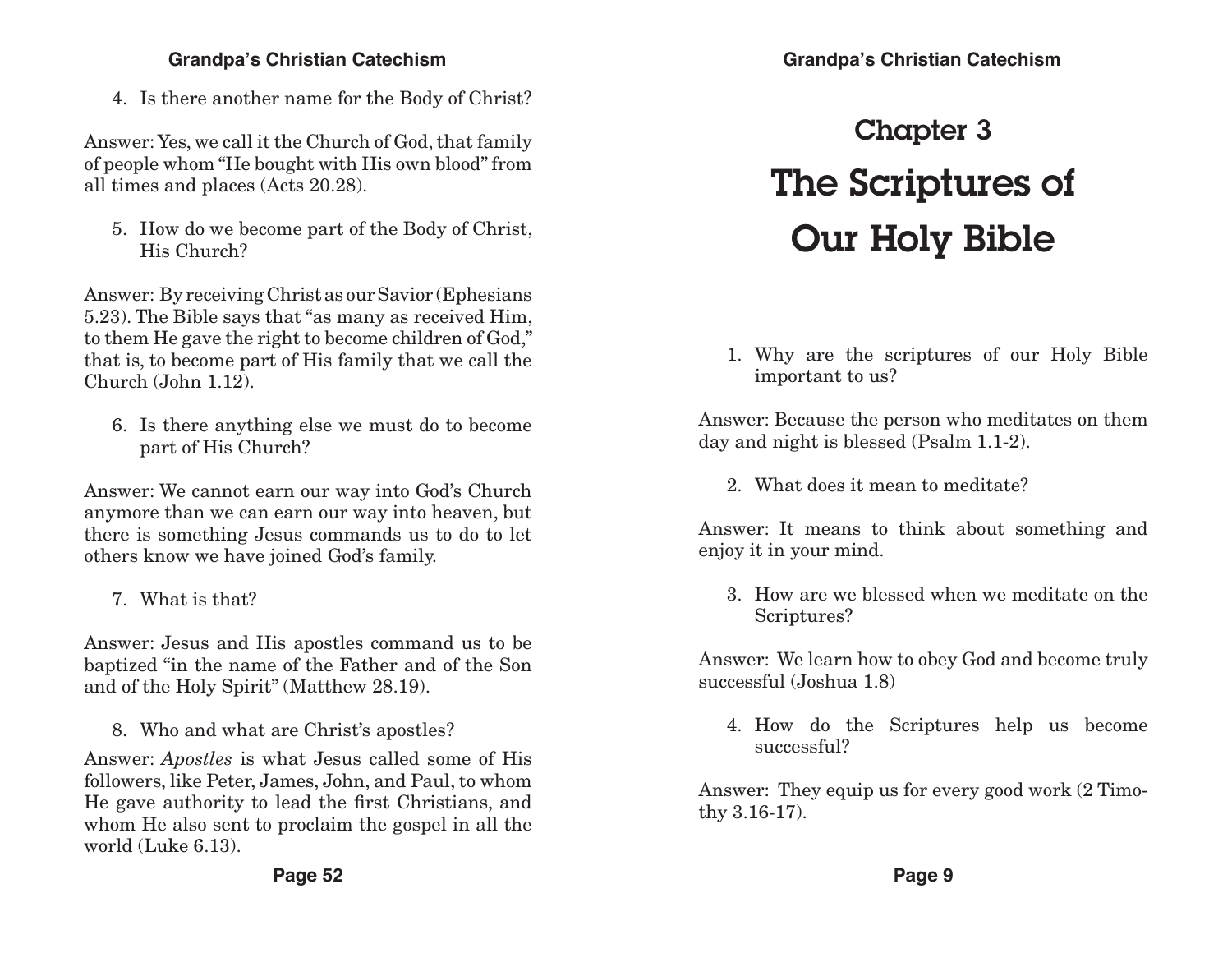4. Is there another name for the Body of Christ?

Answer: Yes, we call it the Church of God, that family of people whom "He bought with His own blood" from all times and places (Acts 20.28).

5. How do we become part of the Body of Christ, His Church?

Answer: By receiving Christ as our Savior (Ephesians 5.23). The Bible says that "as many as received Him, to them He gave the right to become children of God," that is, to become part of His family that we call the Church (John 1.12).

6. Is there anything else we must do to become part of His Church?

Answer: We cannot earn our way into God's Church anymore than we can earn our way into heaven, but there is something Jesus commands us to do to let others know we have joined God's family.

7. What is that?

Answer: Jesus and His apostles command us to be baptized "in the name of the Father and of the Son and of the Holy Spirit" (Matthew 28.19).

8. Who and what are Christ's apostles?

Answer: *Apostles* is what Jesus called some of His followers, like Peter, James, John, and Paul, to whom He gave authority to lead the first Christians, and whom He also sent to proclaim the gospel in all the world (Luke 6.13).

# Chapter 3
# The Scriptures of Our Holy Bible

1. Why are the scriptures of our Holy Bible important to us?

Answer: Because the person who meditates on them day and night is blessed (Psalm 1.1-2).

2. What does it mean to meditate?

Answer: It means to think about something and enjoy it in your mind.

3. How are we blessed when we meditate on the Scriptures?

Answer: We learn how to obey God and become truly successful (Joshua 1.8)

4. How do the Scriptures help us become successful?

Answer: They equip us for every good work (2 Timothy 3.16-17).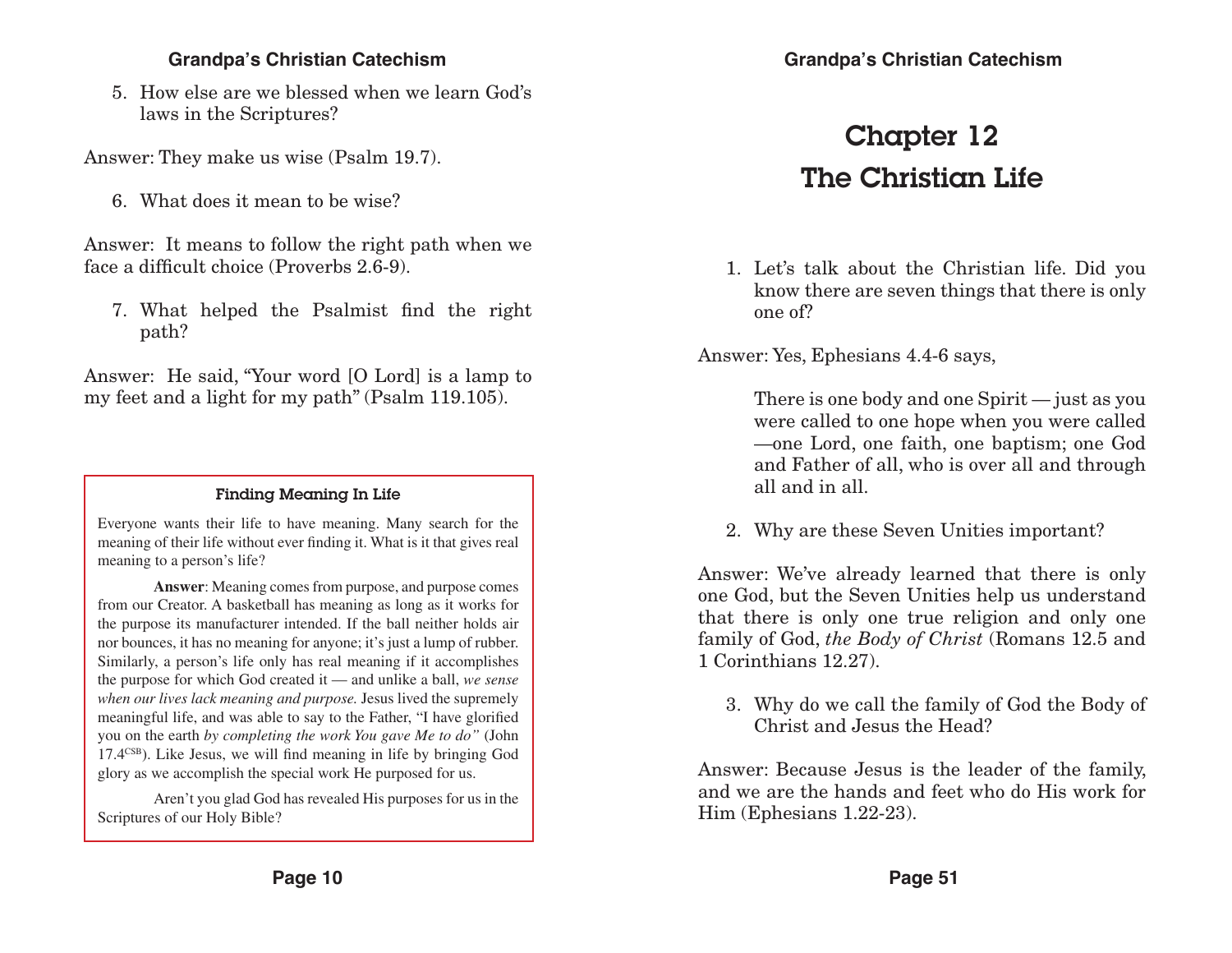5. How else are we blessed when we learn God's laws in the Scriptures?

Answer: They make us wise (Psalm 19.7).

6. What does it mean to be wise?

Answer: It means to follow the right path when we face a difficult choice (Proverbs 2.6-9).

7. What helped the Psalmist find the right path?

Answer: He said, "Your word [O Lord] is a lamp to my feet and a light for my path" (Psalm 119.105).

> **Finding Meaning In Life**
>
> Everyone wants their life to have meaning. Many search for the meaning of their life without ever finding it. What is it that gives real meaning to a person's life?
>
> **Answer**: Meaning comes from purpose, and purpose comes from our Creator. A basketball has meaning as long as it works for the purpose its manufacturer intended. If the ball neither holds air nor bounces, it has no meaning for anyone; it's just a lump of rubber. Similarly, a person's life only has real meaning if it accomplishes the purpose for which God created it — and unlike a ball, *we sense when our lives lack meaning and purpose.* Jesus lived the supremely meaningful life, and was able to say to the Father, "I have glorified you on the earth *by completing the work You gave Me to do"* (John 17.4[CSB]). Like Jesus, we will find meaning in life by bringing God glory as we accomplish the special work He purposed for us.
>
> Aren't you glad God has revealed His purposes for us in the Scriptures of our Holy Bible?

# Chapter 12
# The Christian Life

1. Let's talk about the Christian life. Did you know there are seven things that there is only one of?

Answer: Yes, Ephesians 4.4-6 says,

> There is one body and one Spirit — just as you were called to one hope when you were called —one Lord, one faith, one baptism; one God and Father of all, who is over all and through all and in all.

2. Why are these Seven Unities important?

Answer: We've already learned that there is only one God, but the Seven Unities help us understand that there is only one true religion and only one family of God, *the Body of Christ* (Romans 12.5 and 1 Corinthians 12.27).

3. Why do we call the family of God the Body of Christ and Jesus the Head?

Answer: Because Jesus is the leader of the family, and we are the hands and feet who do His work for Him (Ephesians 1.22-23).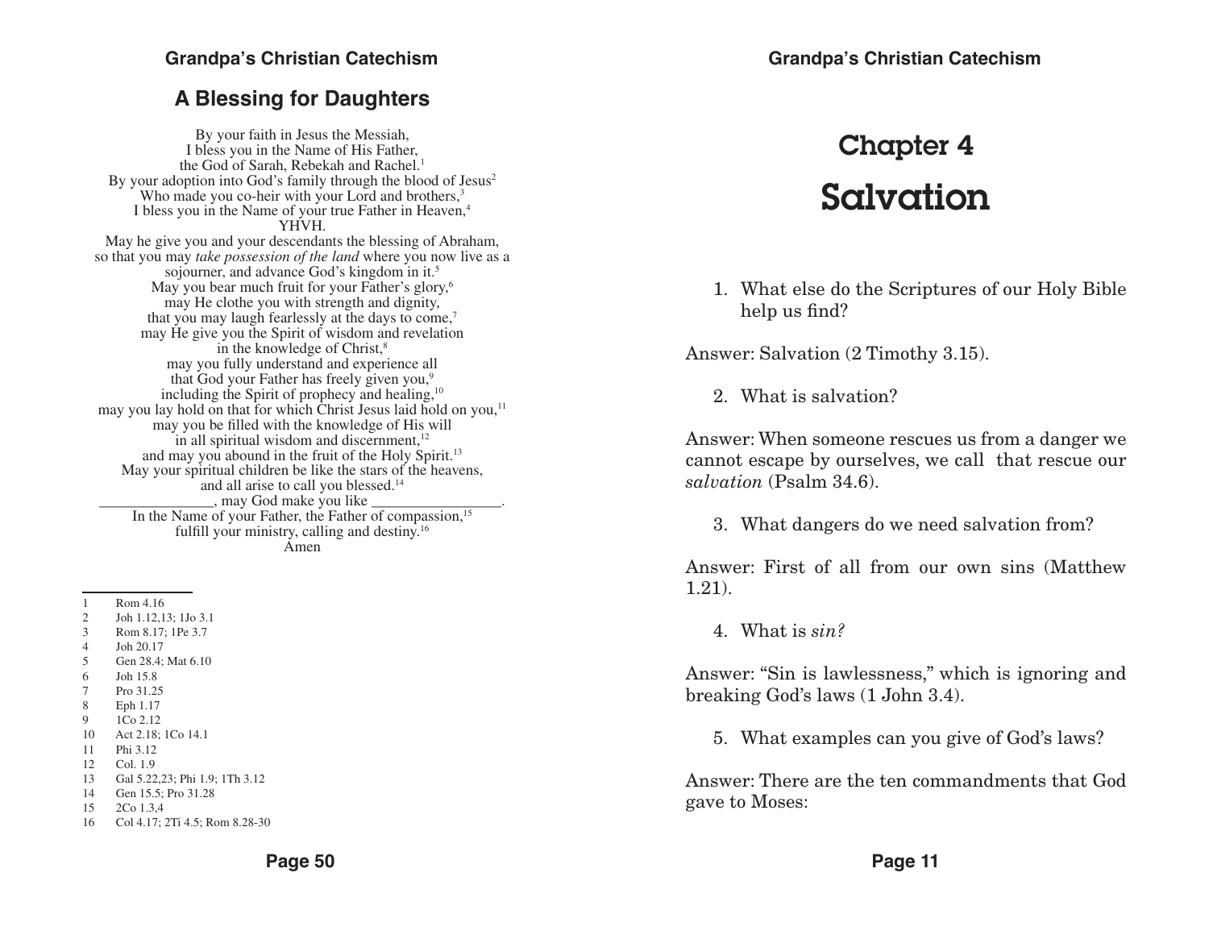## A Blessing for Daughters

By your faith in Jesus the Messiah,
I bless you in the Name of His Father,
the God of Sarah, Rebekah and Rachel.[1]
By your adoption into God's family through the blood of Jesus[2]
Who made you co-heir with your Lord and brothers,[3]
I bless you in the Name of your true Father in Heaven,[4]
YHVH.
May he give you and your descendants the blessing of Abraham,
so that you may *take possession of the land* where you now live as a sojourner, and advance God's kingdom in it.[5]
May you bear much fruit for your Father's glory,[6]
may He clothe you with strength and dignity,
that you may laugh fearlessly at the days to come,[7]
may He give you the Spirit of wisdom and revelation
in the knowledge of Christ,[8]
may you fully understand and experience all
that God your Father has freely given you,[9]
including the Spirit of prophecy and healing,[10]
may you lay hold on that for which Christ Jesus laid hold on you,[11]
may you be filled with the knowledge of His will
in all spiritual wisdom and discernment,[12]
and may you abound in the fruit of the Holy Spirit.[13]
May your spiritual children be like the stars of the heavens,
and all arise to call you blessed.[14]
_______________, may God make you like _______________.
In the Name of your Father, the Father of compassion,[15]
fulfill your ministry, calling and destiny.[16]
Amen

---

1 Rom 4.16
2 Joh 1.12,13; 1Jo 3.1
3 Rom 8.17; 1Pe 3.7
4 Joh 20.17
5 Gen 28.4; Mat 6.10
6 Joh 15.8
7 Pro 31.25
8 Eph 1.17
9 1Co 2.12
10 Act 2.18; 1Co 14.1
11 Phi 3.12
12 Col. 1.9
13 Gal 5.22,23; Phi 1.9; 1Th 3.12
14 Gen 15.5; Pro 31.28
15 2Co 1.3,4
16 Col 4.17; 2Ti 4.5; Rom 8.28-30

# Chapter 4
# Salvation

1. What else do the Scriptures of our Holy Bible help us find?

Answer: Salvation (2 Timothy 3.15).

2. What is salvation?

Answer: When someone rescues us from a danger we cannot escape by ourselves, we call that rescue our *salvation* (Psalm 34.6).

3. What dangers do we need salvation from?

Answer: First of all from our own sins (Matthew 1.21).

4. What is *sin?*

Answer: "Sin is lawlessness," which is ignoring and breaking God's laws (1 John 3.4).

5. What examples can you give of God's laws?

Answer: There are the ten commandments that God gave to Moses: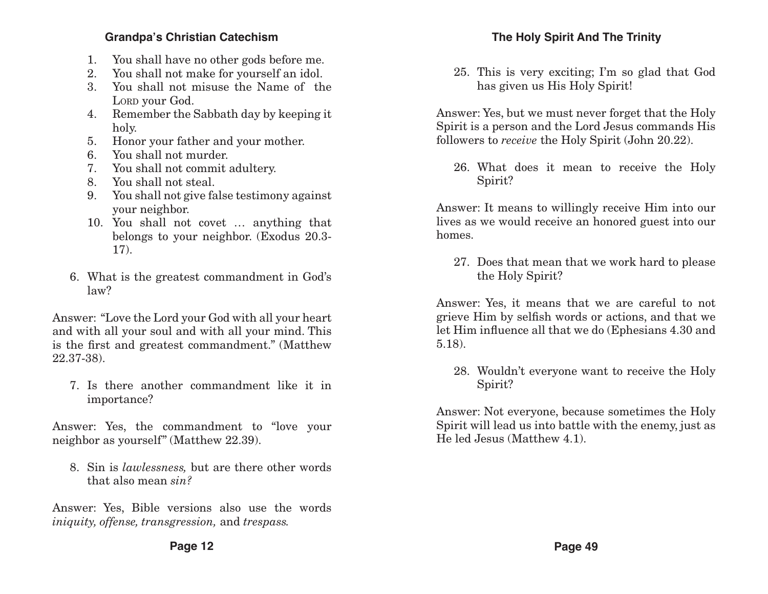1. You shall have no other gods before me.
2. You shall not make for yourself an idol.
3. You shall not misuse the Name of the LORD your God.
4. Remember the Sabbath day by keeping it holy.
5. Honor your father and your mother.
6. You shall not murder.
7. You shall not commit adultery.
8. You shall not steal.
9. You shall not give false testimony against your neighbor.
10. You shall not covet … anything that belongs to your neighbor. (Exodus 20.3-17).

6. What is the greatest commandment in God's law?

Answer: "Love the Lord your God with all your heart and with all your soul and with all your mind. This is the first and greatest commandment." (Matthew 22.37-38).

7. Is there another commandment like it in importance?

Answer: Yes, the commandment to "love your neighbor as yourself" (Matthew 22.39).

8. Sin is *lawlessness,* but are there other words that also mean *sin?*

Answer: Yes, Bible versions also use the words *iniquity, offense, transgression,* and *trespass.*

25. This is very exciting; I'm so glad that God has given us His Holy Spirit!

Answer: Yes, but we must never forget that the Holy Spirit is a person and the Lord Jesus commands His followers to *receive* the Holy Spirit (John 20.22).

26. What does it mean to receive the Holy Spirit?

Answer: It means to willingly receive Him into our lives as we would receive an honored guest into our homes.

27. Does that mean that we work hard to please the Holy Spirit?

Answer: Yes, it means that we are careful to not grieve Him by selfish words or actions, and that we let Him influence all that we do (Ephesians 4.30 and 5.18).

28. Wouldn't everyone want to receive the Holy Spirit?

Answer: Not everyone, because sometimes the Holy Spirit will lead us into battle with the enemy, just as He led Jesus (Matthew 4.1).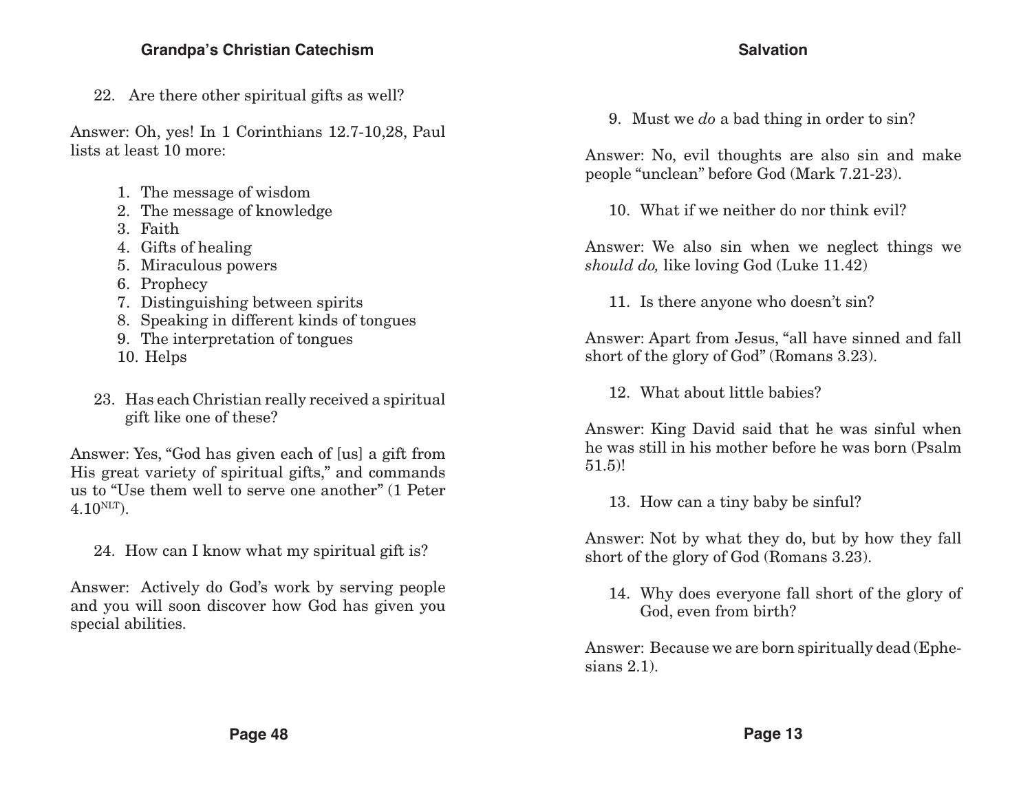22. Are there other spiritual gifts as well?

Answer: Oh, yes! In 1 Corinthians 12.7-10,28, Paul lists at least 10 more:

1. The message of wisdom
2. The message of knowledge
3. Faith
4. Gifts of healing
5. Miraculous powers
6. Prophecy
7. Distinguishing between spirits
8. Speaking in different kinds of tongues
9. The interpretation of tongues
10. Helps

23. Has each Christian really received a spiritual gift like one of these?

Answer: Yes, "God has given each of [us] a gift from His great variety of spiritual gifts," and commands us to "Use them well to serve one another" (1 Peter 4.10[NLT]).

24. How can I know what my spiritual gift is?

Answer: Actively do God's work by serving people and you will soon discover how God has given you special abilities.

9. Must we *do* a bad thing in order to sin?

Answer: No, evil thoughts are also sin and make people "unclean" before God (Mark 7.21-23).

10. What if we neither do nor think evil?

Answer: We also sin when we neglect things we *should do,* like loving God (Luke 11.42)

11. Is there anyone who doesn't sin?

Answer: Apart from Jesus, "all have sinned and fall short of the glory of God" (Romans 3.23).

12. What about little babies?

Answer: King David said that he was sinful when he was still in his mother before he was born (Psalm 51.5)!

13. How can a tiny baby be sinful?

Answer: Not by what they do, but by how they fall short of the glory of God (Romans 3.23).

14. Why does everyone fall short of the glory of God, even from birth?

Answer: Because we are born spiritually dead (Ephesians 2.1).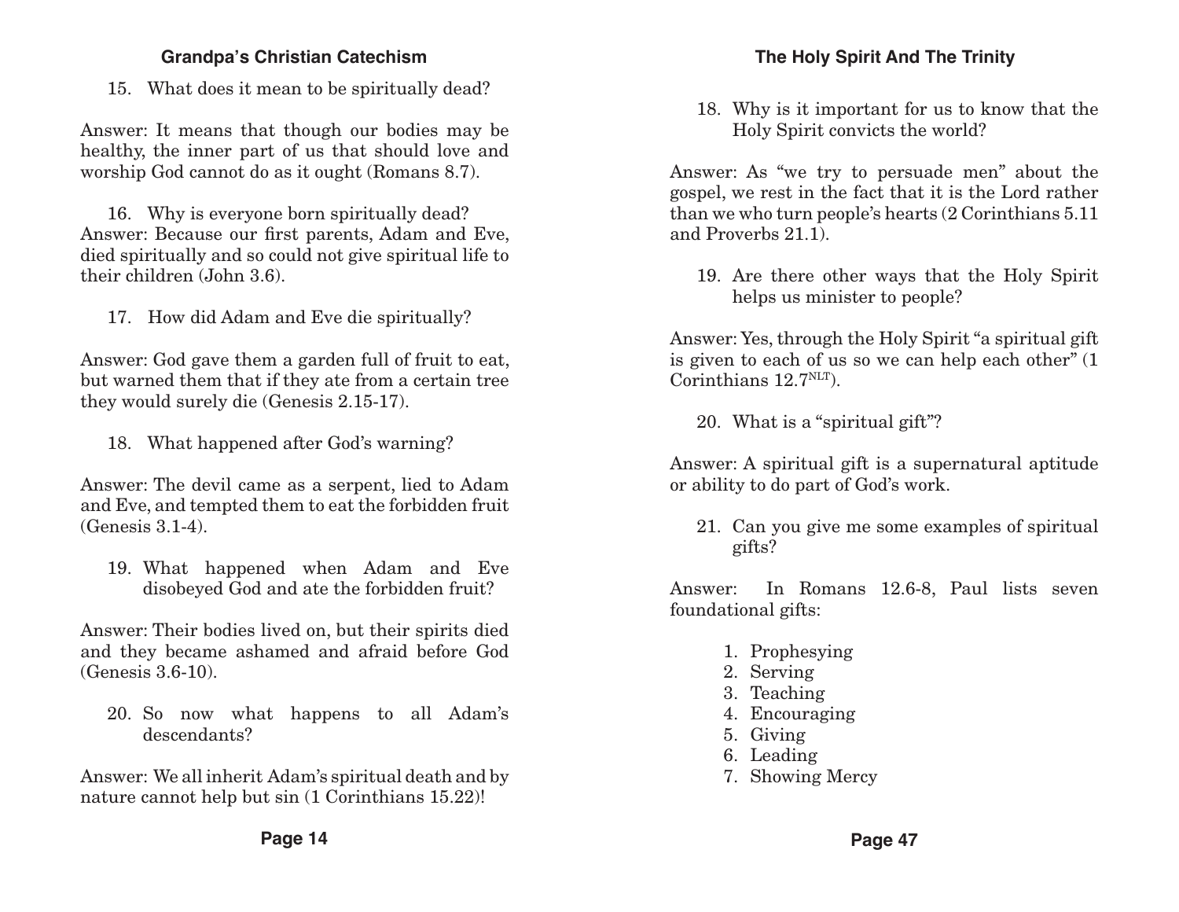15. What does it mean to be spiritually dead?

Answer: It means that though our bodies may be healthy, the inner part of us that should love and worship God cannot do as it ought (Romans 8.7).

16. Why is everyone born spiritually dead?
Answer: Because our first parents, Adam and Eve, died spiritually and so could not give spiritual life to their children (John 3.6).

17. How did Adam and Eve die spiritually?

Answer: God gave them a garden full of fruit to eat, but warned them that if they ate from a certain tree they would surely die (Genesis 2.15-17).

18. What happened after God's warning?

Answer: The devil came as a serpent, lied to Adam and Eve, and tempted them to eat the forbidden fruit (Genesis 3.1-4).

19. What happened when Adam and Eve disobeyed God and ate the forbidden fruit?

Answer: Their bodies lived on, but their spirits died and they became ashamed and afraid before God (Genesis 3.6-10).

20. So now what happens to all Adam's descendants?

Answer: We all inherit Adam's spiritual death and by nature cannot help but sin (1 Corinthians 15.22)!

18. Why is it important for us to know that the Holy Spirit convicts the world?

Answer: As "we try to persuade men" about the gospel, we rest in the fact that it is the Lord rather than we who turn people's hearts (2 Corinthians 5.11 and Proverbs 21.1).

19. Are there other ways that the Holy Spirit helps us minister to people?

Answer: Yes, through the Holy Spirit "a spiritual gift is given to each of us so we can help each other" (1 Corinthians 12.7[NLT]).

20. What is a "spiritual gift"?

Answer: A spiritual gift is a supernatural aptitude or ability to do part of God's work.

21. Can you give me some examples of spiritual gifts?

Answer: In Romans 12.6-8, Paul lists seven foundational gifts:

1. Prophesying
2. Serving
3. Teaching
4. Encouraging
5. Giving
6. Leading
7. Showing Mercy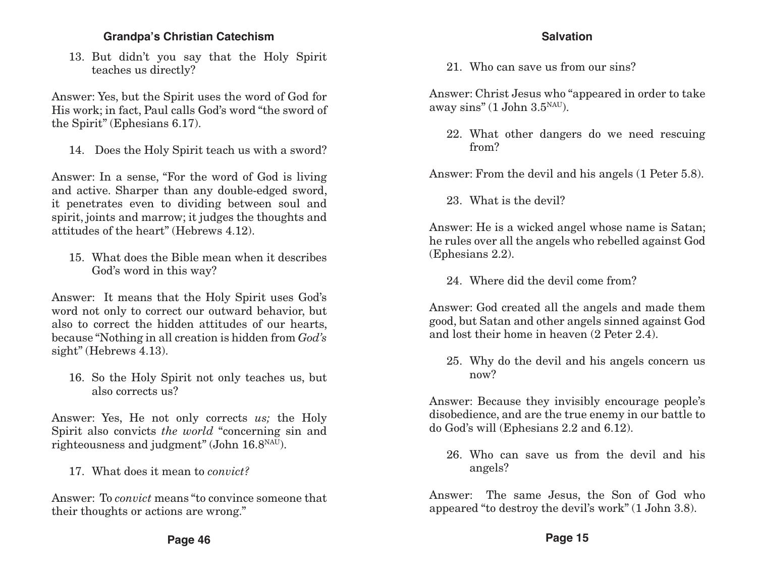13. But didn't you say that the Holy Spirit teaches us directly?

Answer: Yes, but the Spirit uses the word of God for His work; in fact, Paul calls God's word "the sword of the Spirit" (Ephesians 6.17).

14. Does the Holy Spirit teach us with a sword?

Answer: In a sense, "For the word of God is living and active. Sharper than any double-edged sword, it penetrates even to dividing between soul and spirit, joints and marrow; it judges the thoughts and attitudes of the heart" (Hebrews 4.12).

15. What does the Bible mean when it describes God's word in this way?

Answer: It means that the Holy Spirit uses God's word not only to correct our outward behavior, but also to correct the hidden attitudes of our hearts, because "Nothing in all creation is hidden from *God's* sight" (Hebrews 4.13).

16. So the Holy Spirit not only teaches us, but also corrects us?

Answer: Yes, He not only corrects *us;* the Holy Spirit also convicts *the world* "concerning sin and righteousness and judgment" (John 16.8[NAU]).

17. What does it mean to *convict?*

Answer: To *convict* means "to convince someone that their thoughts or actions are wrong."

## Salvation

21. Who can save us from our sins?

Answer: Christ Jesus who "appeared in order to take away sins" (1 John 3.5[NAU]).

22. What other dangers do we need rescuing from?

Answer: From the devil and his angels (1 Peter 5.8).

23. What is the devil?

Answer: He is a wicked angel whose name is Satan; he rules over all the angels who rebelled against God (Ephesians 2.2).

24. Where did the devil come from?

Answer: God created all the angels and made them good, but Satan and other angels sinned against God and lost their home in heaven (2 Peter 2.4).

25. Why do the devil and his angels concern us now?

Answer: Because they invisibly encourage people's disobedience, and are the true enemy in our battle to do God's will (Ephesians 2.2 and 6.12).

26. Who can save us from the devil and his angels?

Answer: The same Jesus, the Son of God who appeared "to destroy the devil's work" (1 John 3.8).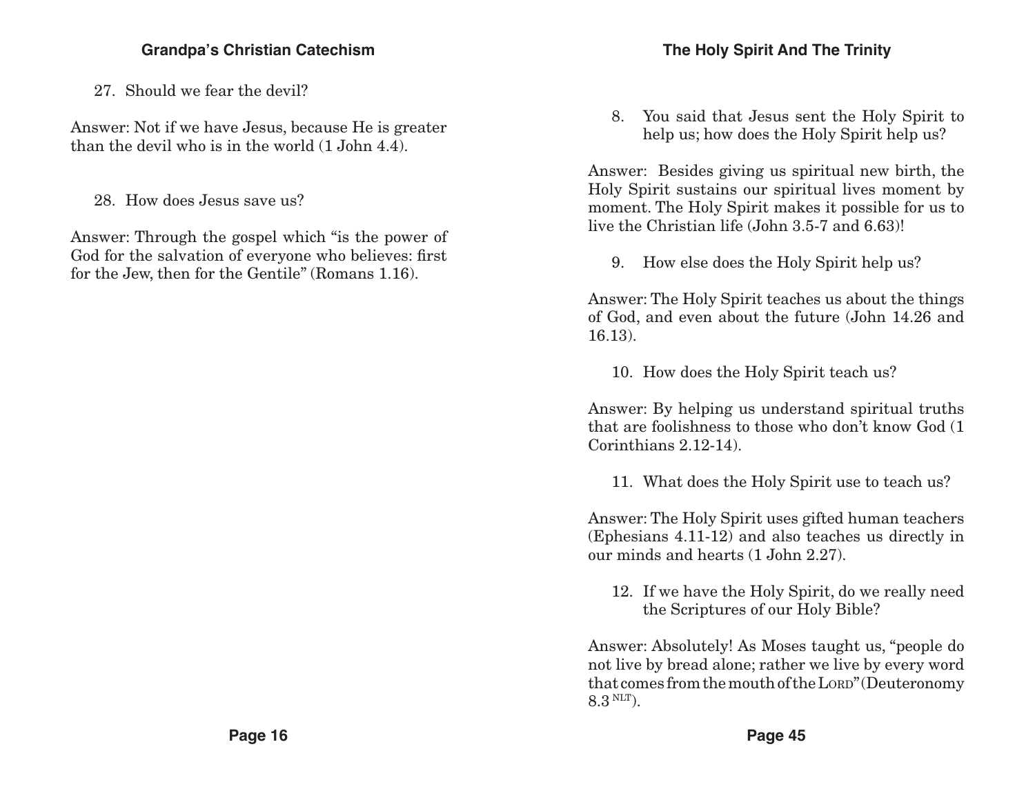27. Should we fear the devil?

Answer: Not if we have Jesus, because He is greater than the devil who is in the world (1 John 4.4).

28. How does Jesus save us?

Answer: Through the gospel which "is the power of God for the salvation of everyone who believes: first for the Jew, then for the Gentile" (Romans 1.16).

8. You said that Jesus sent the Holy Spirit to help us; how does the Holy Spirit help us?

Answer: Besides giving us spiritual new birth, the Holy Spirit sustains our spiritual lives moment by moment. The Holy Spirit makes it possible for us to live the Christian life (John 3.5-7 and 6.63)!

9. How else does the Holy Spirit help us?

Answer: The Holy Spirit teaches us about the things of God, and even about the future (John 14.26 and 16.13).

10. How does the Holy Spirit teach us?

Answer: By helping us understand spiritual truths that are foolishness to those who don't know God (1 Corinthians 2.12-14).

11. What does the Holy Spirit use to teach us?

Answer: The Holy Spirit uses gifted human teachers (Ephesians 4.11-12) and also teaches us directly in our minds and hearts (1 John 2.27).

12. If we have the Holy Spirit, do we really need the Scriptures of our Holy Bible?

Answer: Absolutely! As Moses taught us, "people do not live by bread alone; rather we live by every word that comes from the mouth of the LORD" (Deuteronomy 8.3 NLT).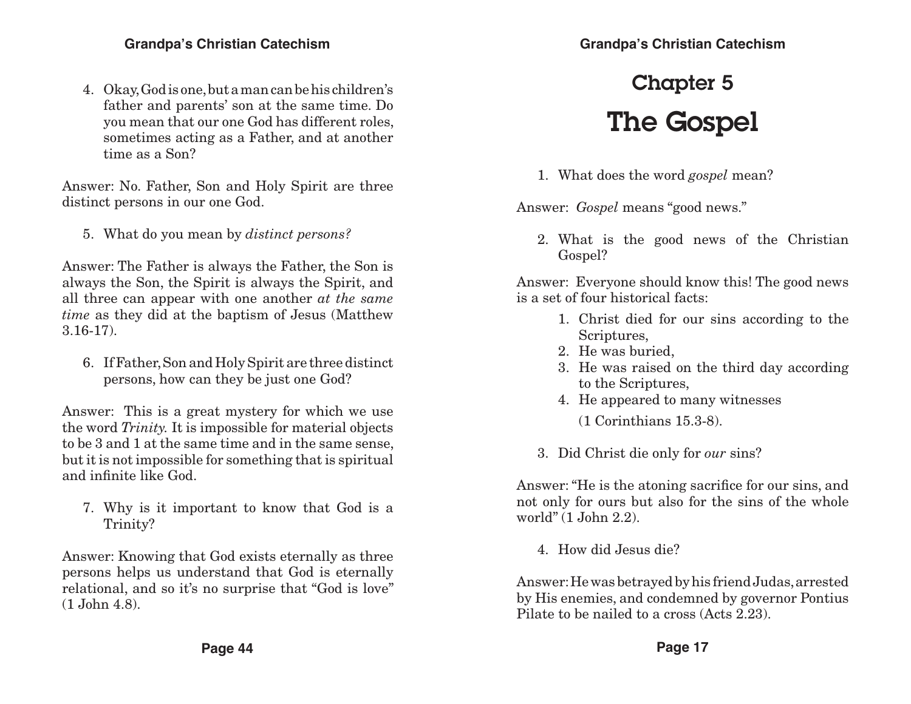4. Okay, God is one, but a man can be his children's father and parents' son at the same time. Do you mean that our one God has different roles, sometimes acting as a Father, and at another time as a Son?

Answer: No. Father, Son and Holy Spirit are three distinct persons in our one God.

5. What do you mean by *distinct persons?*

Answer: The Father is always the Father, the Son is always the Son, the Spirit is always the Spirit, and all three can appear with one another *at the same time* as they did at the baptism of Jesus (Matthew 3.16-17).

6. If Father, Son and Holy Spirit are three distinct persons, how can they be just one God?

Answer: This is a great mystery for which we use the word *Trinity.* It is impossible for material objects to be 3 and 1 at the same time and in the same sense, but it is not impossible for something that is spiritual and infinite like God.

7. Why is it important to know that God is a Trinity?

Answer: Knowing that God exists eternally as three persons helps us understand that God is eternally relational, and so it's no surprise that "God is love" (1 John 4.8).

# Chapter 5

# The Gospel

1. What does the word *gospel* mean?

Answer: *Gospel* means "good news."

2. What is the good news of the Christian Gospel?

Answer: Everyone should know this! The good news is a set of four historical facts:

1. Christ died for our sins according to the Scriptures,
2. He was buried,
3. He was raised on the third day according to the Scriptures,
4. He appeared to many witnesses

   (1 Corinthians 15.3-8).

3. Did Christ die only for *our* sins?

Answer: "He is the atoning sacrifice for our sins, and not only for ours but also for the sins of the whole world" (1 John 2.2).

4. How did Jesus die?

Answer: He was betrayed by his friend Judas, arrested by His enemies, and condemned by governor Pontius Pilate to be nailed to a cross (Acts 2.23).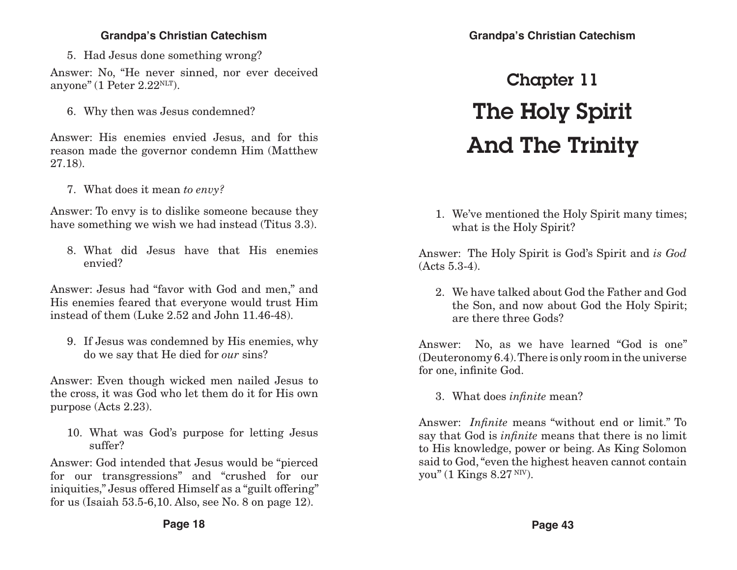5. Had Jesus done something wrong?

Answer: No, "He never sinned, nor ever deceived anyone" (1 Peter 2.22[NLT]).

6. Why then was Jesus condemned?

Answer: His enemies envied Jesus, and for this reason made the governor condemn Him (Matthew 27.18).

7. What does it mean *to envy?*

Answer: To envy is to dislike someone because they have something we wish we had instead (Titus 3.3).

8. What did Jesus have that His enemies envied?

Answer: Jesus had "favor with God and men," and His enemies feared that everyone would trust Him instead of them (Luke 2.52 and John 11.46-48).

9. If Jesus was condemned by His enemies, why do we say that He died for *our* sins?

Answer: Even though wicked men nailed Jesus to the cross, it was God who let them do it for His own purpose (Acts 2.23).

10. What was God's purpose for letting Jesus suffer?

Answer: God intended that Jesus would be "pierced for our transgressions" and "crushed for our iniquities," Jesus offered Himself as a "guilt offering" for us (Isaiah 53.5-6,10. Also, see No. 8 on page 12).

# Chapter 11

# The Holy Spirit And The Trinity

1. We've mentioned the Holy Spirit many times; what is the Holy Spirit?

Answer: The Holy Spirit is God's Spirit and *is God* (Acts 5.3-4).

2. We have talked about God the Father and God the Son, and now about God the Holy Spirit; are there three Gods?

Answer: No, as we have learned "God is one" (Deuteronomy 6.4). There is only room in the universe for one, infinite God.

3. What does *infinite* mean?

Answer: *Infinite* means "without end or limit." To say that God is *infinite* means that there is no limit to His knowledge, power or being. As King Solomon said to God, "even the highest heaven cannot contain you" (1 Kings 8.27 [NIV]).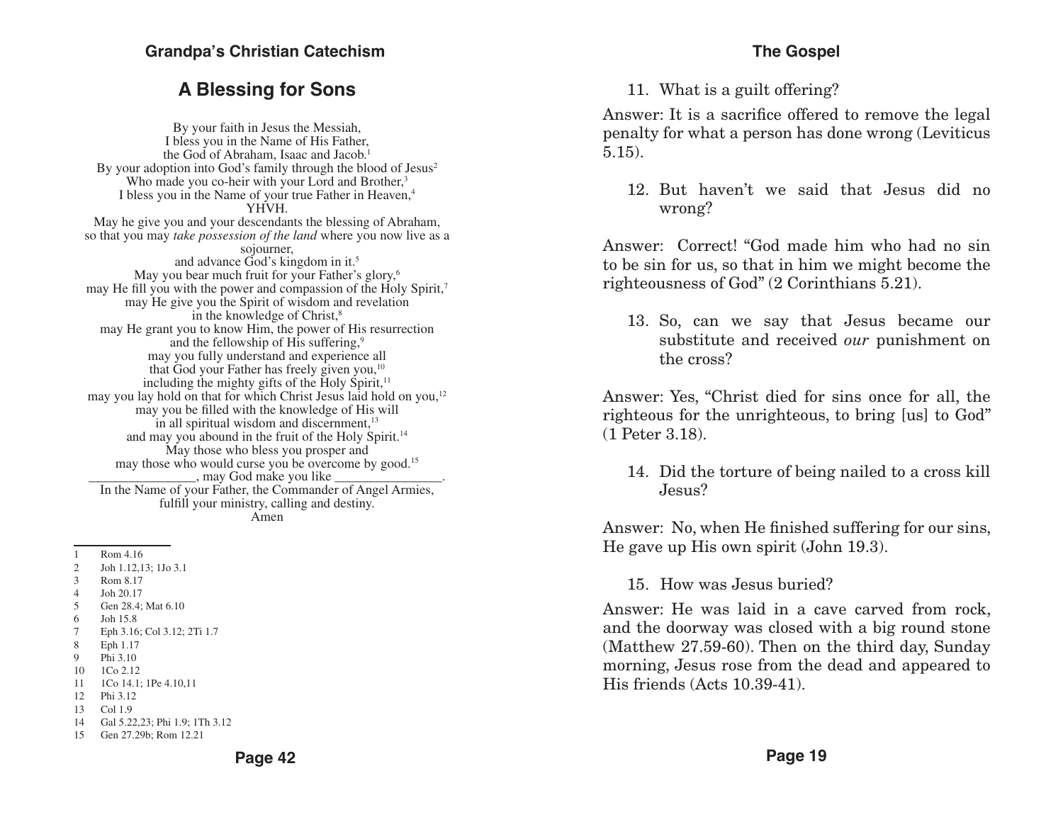## A Blessing for Sons

By your faith in Jesus the Messiah,
I bless you in the Name of His Father,
the God of Abraham, Isaac and Jacob.[1]
By your adoption into God's family through the blood of Jesus[2]
Who made you co-heir with your Lord and Brother,[3]
I bless you in the Name of your true Father in Heaven,[4]
YHVH.
May he give you and your descendants the blessing of Abraham,
so that you may *take possession of the land* where you now live as a sojourner,
and advance God's kingdom in it.[5]
May you bear much fruit for your Father's glory,[6]
may He fill you with the power and compassion of the Holy Spirit,[7]
may He give you the Spirit of wisdom and revelation
in the knowledge of Christ,[8]
may He grant you to know Him, the power of His resurrection
and the fellowship of His suffering,[9]
may you fully understand and experience all
that God your Father has freely given you,[10]
including the mighty gifts of the Holy Spirit,[11]
may you lay hold on that for which Christ Jesus laid hold on you,[12]
may you be filled with the knowledge of His will
in all spiritual wisdom and discernment,[13]
and may you abound in the fruit of the Holy Spirit.[14]
May those who bless you prosper and
may those who would curse you be overcome by good.[15]
_______________, may God make you like _______________.
In the Name of your Father, the Commander of Angel Armies,
fulfill your ministry, calling and destiny.
Amen

1 Rom 4.16
2 Joh 1.12,13; 1Jo 3.1
3 Rom 8.17
4 Joh 20.17
5 Gen 28.4; Mat 6.10
6 Joh 15.8
7 Eph 3.16; Col 3.12; 2Ti 1.7
8 Eph 1.17
9 Phi 3.10
10 1Co 2.12
11 1Co 14.1; 1Pe 4.10,11
12 Phi 3.12
13 Col 1.9
14 Gal 5.22,23; Phi 1.9; 1Th 3.12
15 Gen 27.29b; Rom 12.21

11. What is a guilt offering?

Answer: It is a sacrifice offered to remove the legal penalty for what a person has done wrong (Leviticus 5.15).

12. But haven't we said that Jesus did no wrong?

Answer: Correct! "God made him who had no sin to be sin for us, so that in him we might become the righteousness of God" (2 Corinthians 5.21).

13. So, can we say that Jesus became our substitute and received *our* punishment on the cross?

Answer: Yes, "Christ died for sins once for all, the righteous for the unrighteous, to bring [us] to God" (1 Peter 3.18).

14. Did the torture of being nailed to a cross kill Jesus?

Answer: No, when He finished suffering for our sins, He gave up His own spirit (John 19.3).

15. How was Jesus buried?

Answer: He was laid in a cave carved from rock, and the doorway was closed with a big round stone (Matthew 27.59-60). Then on the third day, Sunday morning, Jesus rose from the dead and appeared to His friends (Acts 10.39-41).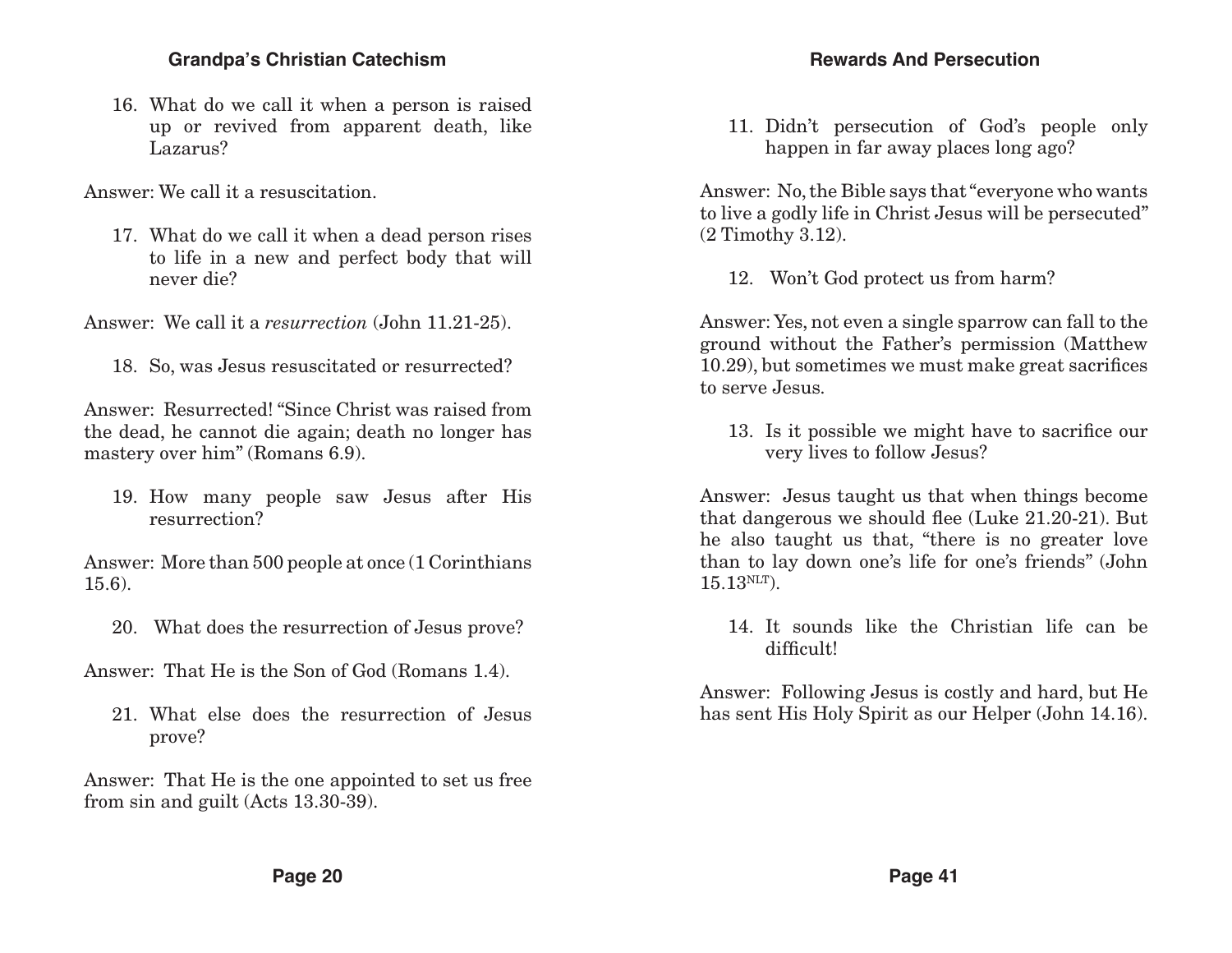16. What do we call it when a person is raised up or revived from apparent death, like Lazarus?

Answer: We call it a resuscitation.

17. What do we call it when a dead person rises to life in a new and perfect body that will never die?

Answer: We call it a *resurrection* (John 11.21-25).

18. So, was Jesus resuscitated or resurrected?

Answer: Resurrected! "Since Christ was raised from the dead, he cannot die again; death no longer has mastery over him" (Romans 6.9).

19. How many people saw Jesus after His resurrection?

Answer: More than 500 people at once (1 Corinthians 15.6).

20. What does the resurrection of Jesus prove?

Answer: That He is the Son of God (Romans 1.4).

21. What else does the resurrection of Jesus prove?

Answer: That He is the one appointed to set us free from sin and guilt (Acts 13.30-39).

## Rewards And Persecution

11. Didn't persecution of God's people only happen in far away places long ago?

Answer: No, the Bible says that "everyone who wants to live a godly life in Christ Jesus will be persecuted" (2 Timothy 3.12).

12. Won't God protect us from harm?

Answer: Yes, not even a single sparrow can fall to the ground without the Father's permission (Matthew 10.29), but sometimes we must make great sacrifices to serve Jesus.

13. Is it possible we might have to sacrifice our very lives to follow Jesus?

Answer: Jesus taught us that when things become that dangerous we should flee (Luke 21.20-21). But he also taught us that, "there is no greater love than to lay down one's life for one's friends" (John 15.13 NLT).

14. It sounds like the Christian life can be difficult!

Answer: Following Jesus is costly and hard, but He has sent His Holy Spirit as our Helper (John 14.16).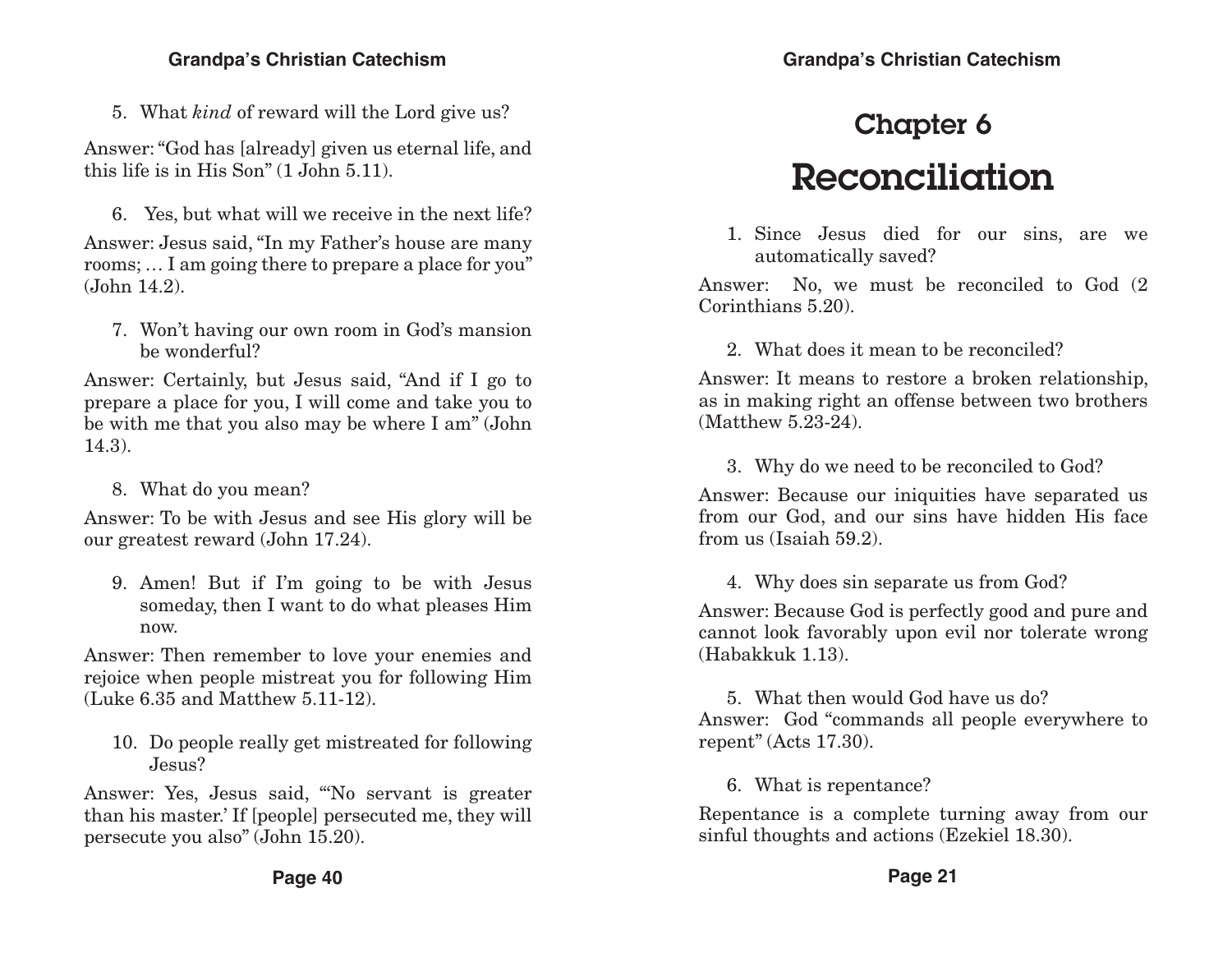5. What *kind* of reward will the Lord give us?

Answer: "God has [already] given us eternal life, and this life is in His Son" (1 John 5.11).

6. Yes, but what will we receive in the next life?

Answer: Jesus said, "In my Father's house are many rooms; … I am going there to prepare a place for you" (John 14.2).

7. Won't having our own room in God's mansion be wonderful?

Answer: Certainly, but Jesus said, "And if I go to prepare a place for you, I will come and take you to be with me that you also may be where I am" (John 14.3).

8. What do you mean?

Answer: To be with Jesus and see His glory will be our greatest reward (John 17.24).

9. Amen! But if I'm going to be with Jesus someday, then I want to do what pleases Him now.

Answer: Then remember to love your enemies and rejoice when people mistreat you for following Him (Luke 6.35 and Matthew 5.11-12).

10. Do people really get mistreated for following Jesus?

Answer: Yes, Jesus said, "'No servant is greater than his master.' If [people] persecuted me, they will persecute you also" (John 15.20).

## Chapter 6

# Reconciliation

1. Since Jesus died for our sins, are we automatically saved?

Answer: No, we must be reconciled to God (2 Corinthians 5.20).

2. What does it mean to be reconciled?

Answer: It means to restore a broken relationship, as in making right an offense between two brothers (Matthew 5.23-24).

3. Why do we need to be reconciled to God?

Answer: Because our iniquities have separated us from our God, and our sins have hidden His face from us (Isaiah 59.2).

4. Why does sin separate us from God?

Answer: Because God is perfectly good and pure and cannot look favorably upon evil nor tolerate wrong (Habakkuk 1.13).

5. What then would God have us do?

Answer: God "commands all people everywhere to repent" (Acts 17.30).

6. What is repentance?

Repentance is a complete turning away from our sinful thoughts and actions (Ezekiel 18.30).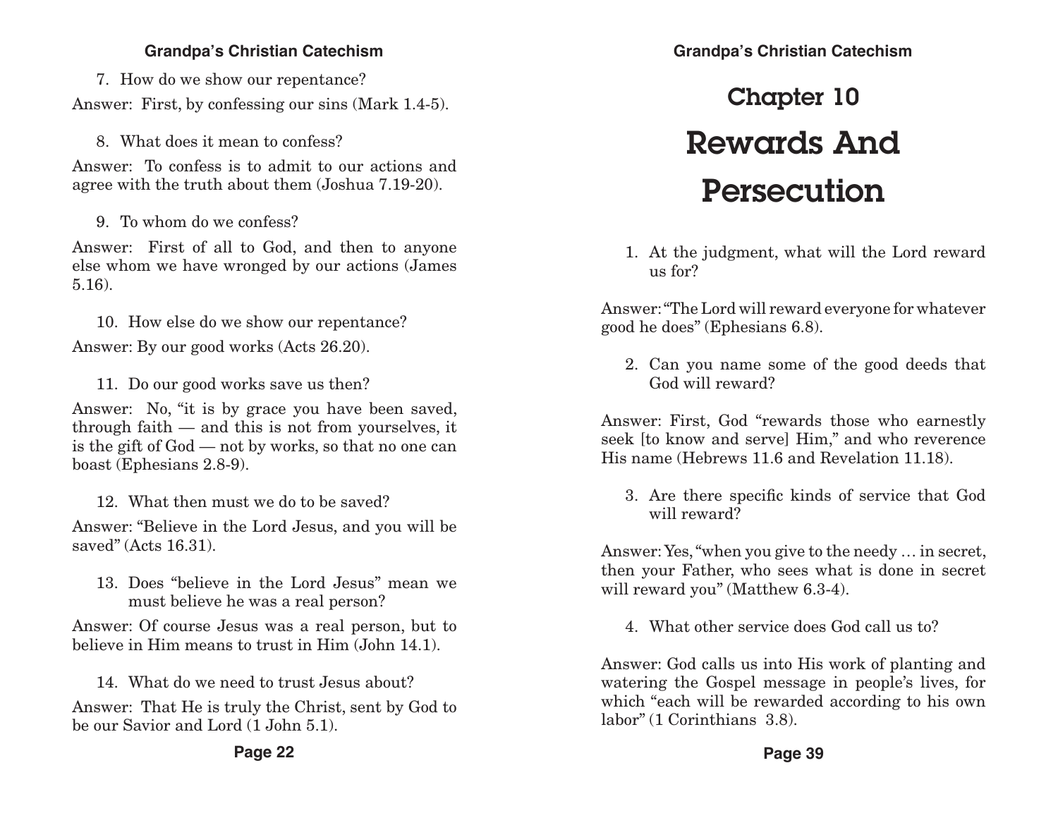7. How do we show our repentance?

Answer: First, by confessing our sins (Mark 1.4-5).

8. What does it mean to confess?

Answer: To confess is to admit to our actions and agree with the truth about them (Joshua 7.19-20).

9. To whom do we confess?

Answer: First of all to God, and then to anyone else whom we have wronged by our actions (James 5.16).

10. How else do we show our repentance?

Answer: By our good works (Acts 26.20).

11. Do our good works save us then?

Answer: No, "it is by grace you have been saved, through faith — and this is not from yourselves, it is the gift of God — not by works, so that no one can boast (Ephesians 2.8-9).

12. What then must we do to be saved?

Answer: "Believe in the Lord Jesus, and you will be saved" (Acts 16.31).

13. Does "believe in the Lord Jesus" mean we must believe he was a real person?

Answer: Of course Jesus was a real person, but to believe in Him means to trust in Him (John 14.1).

14. What do we need to trust Jesus about?

Answer: That He is truly the Christ, sent by God to be our Savior and Lord (1 John 5.1).

# Chapter 10

# Rewards And Persecution

1. At the judgment, what will the Lord reward us for?

Answer: "The Lord will reward everyone for whatever good he does" (Ephesians 6.8).

2. Can you name some of the good deeds that God will reward?

Answer: First, God "rewards those who earnestly seek [to know and serve] Him," and who reverence His name (Hebrews 11.6 and Revelation 11.18).

3. Are there specific kinds of service that God will reward?

Answer: Yes, "when you give to the needy … in secret, then your Father, who sees what is done in secret will reward you" (Matthew 6.3-4).

4. What other service does God call us to?

Answer: God calls us into His work of planting and watering the Gospel message in people's lives, for which "each will be rewarded according to his own labor" (1 Corinthians 3.8).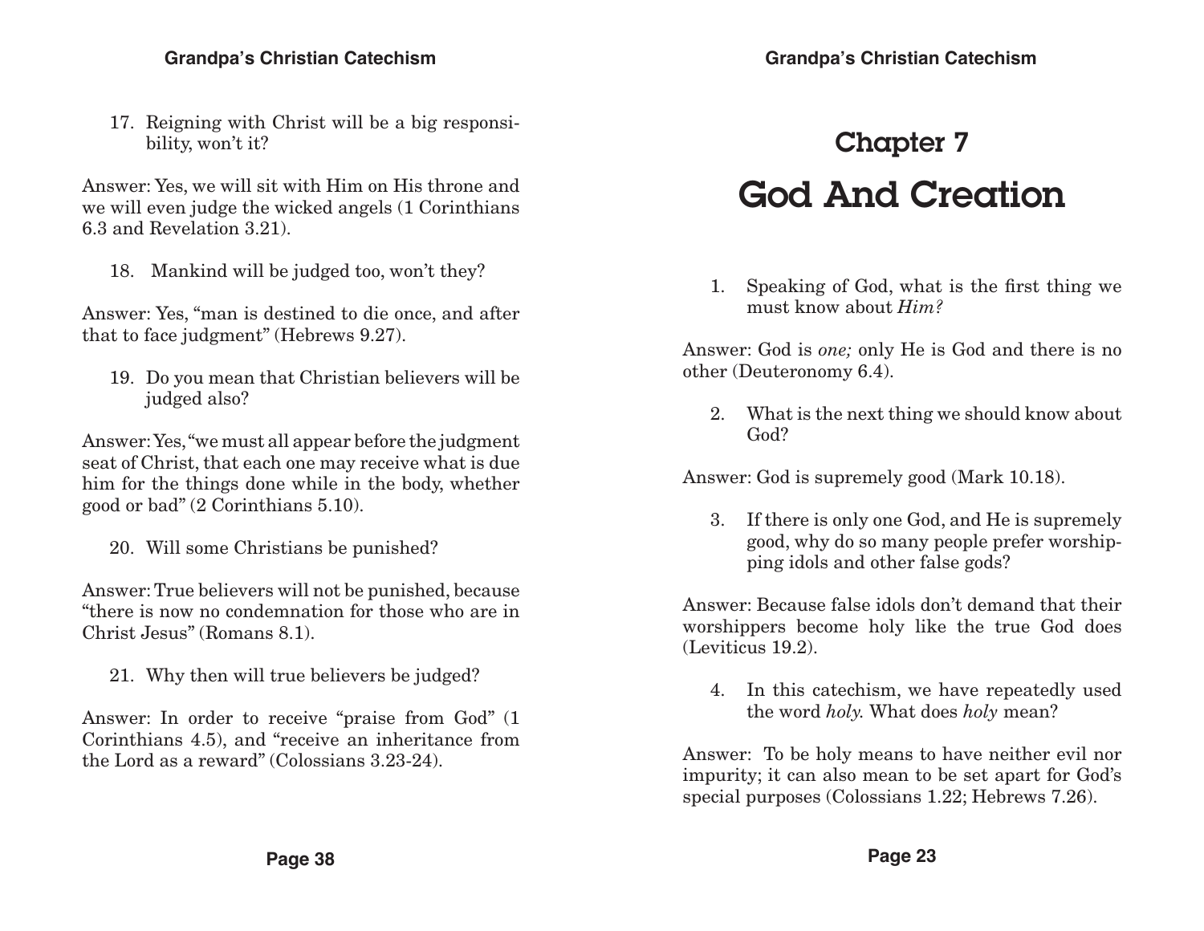17. Reigning with Christ will be a big responsibility, won't it?

Answer: Yes, we will sit with Him on His throne and we will even judge the wicked angels (1 Corinthians 6.3 and Revelation 3.21).

18. Mankind will be judged too, won't they?

Answer: Yes, "man is destined to die once, and after that to face judgment" (Hebrews 9.27).

19. Do you mean that Christian believers will be judged also?

Answer: Yes, "we must all appear before the judgment seat of Christ, that each one may receive what is due him for the things done while in the body, whether good or bad" (2 Corinthians 5.10).

20. Will some Christians be punished?

Answer: True believers will not be punished, because "there is now no condemnation for those who are in Christ Jesus" (Romans 8.1).

21. Why then will true believers be judged?

Answer: In order to receive "praise from God" (1 Corinthians 4.5), and "receive an inheritance from the Lord as a reward" (Colossians 3.23-24).

# Chapter 7

# God And Creation

1. Speaking of God, what is the first thing we must know about *Him?*

Answer: God is *one;* only He is God and there is no other (Deuteronomy 6.4).

2. What is the next thing we should know about God?

Answer: God is supremely good (Mark 10.18).

3. If there is only one God, and He is supremely good, why do so many people prefer worshipping idols and other false gods?

Answer: Because false idols don't demand that their worshippers become holy like the true God does (Leviticus 19.2).

4. In this catechism, we have repeatedly used the word *holy.* What does *holy* mean?

Answer: To be holy means to have neither evil nor impurity; it can also mean to be set apart for God's special purposes (Colossians 1.22; Hebrews 7.26).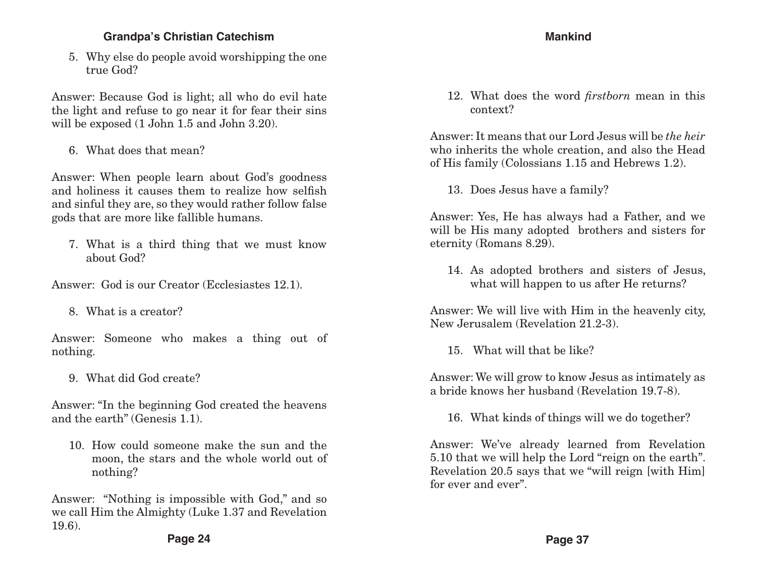5. Why else do people avoid worshipping the one true God?

Answer: Because God is light; all who do evil hate the light and refuse to go near it for fear their sins will be exposed (1 John 1.5 and John 3.20).

6. What does that mean?

Answer: When people learn about God's goodness and holiness it causes them to realize how selfish and sinful they are, so they would rather follow false gods that are more like fallible humans.

7. What is a third thing that we must know about God?

Answer: God is our Creator (Ecclesiastes 12.1).

8. What is a creator?

Answer: Someone who makes a thing out of nothing.

9. What did God create?

Answer: "In the beginning God created the heavens and the earth" (Genesis 1.1).

10. How could someone make the sun and the moon, the stars and the whole world out of nothing?

Answer: "Nothing is impossible with God," and so we call Him the Almighty (Luke 1.37 and Revelation 19.6).

12. What does the word *firstborn* mean in this context?

Answer: It means that our Lord Jesus will be *the heir* who inherits the whole creation, and also the Head of His family (Colossians 1.15 and Hebrews 1.2).

13. Does Jesus have a family?

Answer: Yes, He has always had a Father, and we will be His many adopted brothers and sisters for eternity (Romans 8.29).

14. As adopted brothers and sisters of Jesus, what will happen to us after He returns?

Answer: We will live with Him in the heavenly city, New Jerusalem (Revelation 21.2-3).

15. What will that be like?

Answer: We will grow to know Jesus as intimately as a bride knows her husband (Revelation 19.7-8).

16. What kinds of things will we do together?

Answer: We've already learned from Revelation 5.10 that we will help the Lord "reign on the earth". Revelation 20.5 says that we "will reign [with Him] for ever and ever".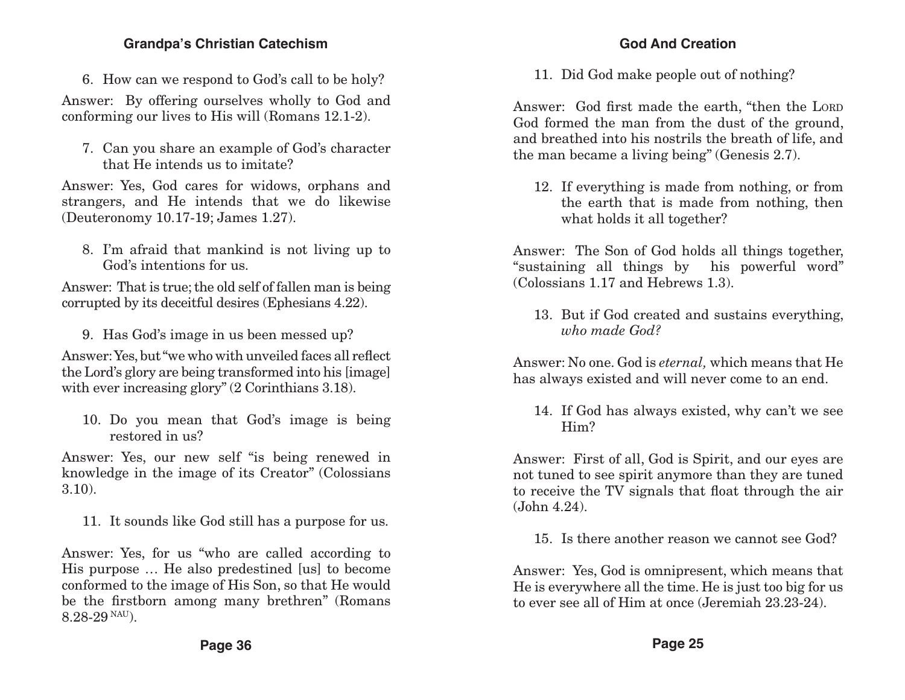6. How can we respond to God's call to be holy?

Answer: By offering ourselves wholly to God and conforming our lives to His will (Romans 12.1-2).

7. Can you share an example of God's character that He intends us to imitate?

Answer: Yes, God cares for widows, orphans and strangers, and He intends that we do likewise (Deuteronomy 10.17-19; James 1.27).

8. I'm afraid that mankind is not living up to God's intentions for us.

Answer: That is true; the old self of fallen man is being corrupted by its deceitful desires (Ephesians 4.22).

9. Has God's image in us been messed up?

Answer: Yes, but "we who with unveiled faces all reflect the Lord's glory are being transformed into his [image] with ever increasing glory" (2 Corinthians 3.18).

10. Do you mean that God's image is being restored in us?

Answer: Yes, our new self "is being renewed in knowledge in the image of its Creator" (Colossians 3.10).

11. It sounds like God still has a purpose for us.

Answer: Yes, for us "who are called according to His purpose … He also predestined [us] to become conformed to the image of His Son, so that He would be the firstborn among many brethren" (Romans 8.28-29 NAU).

## God And Creation

11. Did God make people out of nothing?

Answer: God first made the earth, "then the LORD God formed the man from the dust of the ground, and breathed into his nostrils the breath of life, and the man became a living being" (Genesis 2.7).

12. If everything is made from nothing, or from the earth that is made from nothing, then what holds it all together?

Answer: The Son of God holds all things together, "sustaining all things by his powerful word" (Colossians 1.17 and Hebrews 1.3).

13. But if God created and sustains everything, *who made God?*

Answer: No one. God is *eternal,* which means that He has always existed and will never come to an end.

14. If God has always existed, why can't we see Him?

Answer: First of all, God is Spirit, and our eyes are not tuned to see spirit anymore than they are tuned to receive the TV signals that float through the air (John 4.24).

15. Is there another reason we cannot see God?

Answer: Yes, God is omnipresent, which means that He is everywhere all the time. He is just too big for us to ever see all of Him at once (Jeremiah 23.23-24).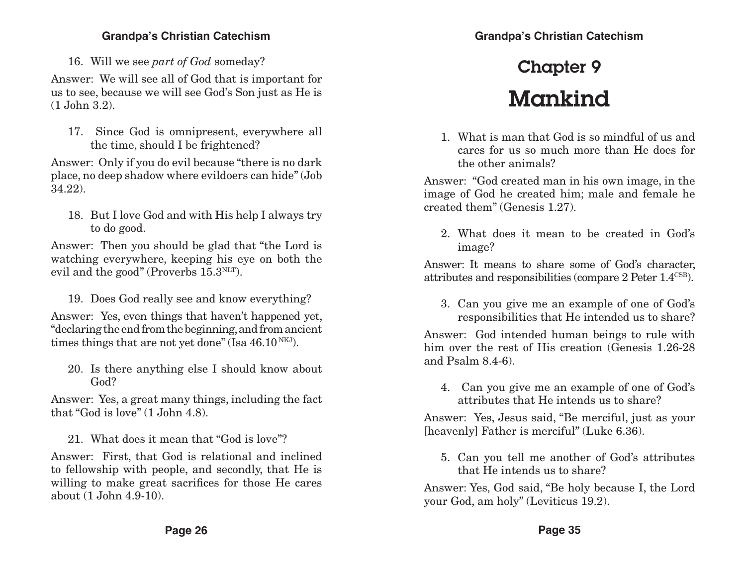16. Will we see *part of God* someday?

Answer: We will see all of God that is important for us to see, because we will see God's Son just as He is (1 John 3.2).

17. Since God is omnipresent, everywhere all the time, should I be frightened?

Answer: Only if you do evil because "there is no dark place, no deep shadow where evildoers can hide" (Job 34.22).

18. But I love God and with His help I always try to do good.

Answer: Then you should be glad that "the Lord is watching everywhere, keeping his eye on both the evil and the good" (Proverbs 15.3[NLT]).

19. Does God really see and know everything?

Answer: Yes, even things that haven't happened yet, "declaring the end from the beginning, and from ancient times things that are not yet done" (Isa 46.10 [NKJ]).

20. Is there anything else I should know about God?

Answer: Yes, a great many things, including the fact that "God is love" (1 John 4.8).

21. What does it mean that "God is love"?

Answer: First, that God is relational and inclined to fellowship with people, and secondly, that He is willing to make great sacrifices for those He cares about (1 John 4.9-10).

# Chapter 9

# Mankind

1. What is man that God is so mindful of us and cares for us so much more than He does for the other animals?

Answer: "God created man in his own image, in the image of God he created him; male and female he created them" (Genesis 1.27).

2. What does it mean to be created in God's image?

Answer: It means to share some of God's character, attributes and responsibilities (compare 2 Peter 1.4[CSB]).

3. Can you give me an example of one of God's responsibilities that He intended us to share?

Answer: God intended human beings to rule with him over the rest of His creation (Genesis 1.26-28 and Psalm 8.4-6).

4. Can you give me an example of one of God's attributes that He intends us to share?

Answer: Yes, Jesus said, "Be merciful, just as your [heavenly] Father is merciful" (Luke 6.36).

5. Can you tell me another of God's attributes that He intends us to share?

Answer: Yes, God said, "Be holy because I, the Lord your God, am holy" (Leviticus 19.2).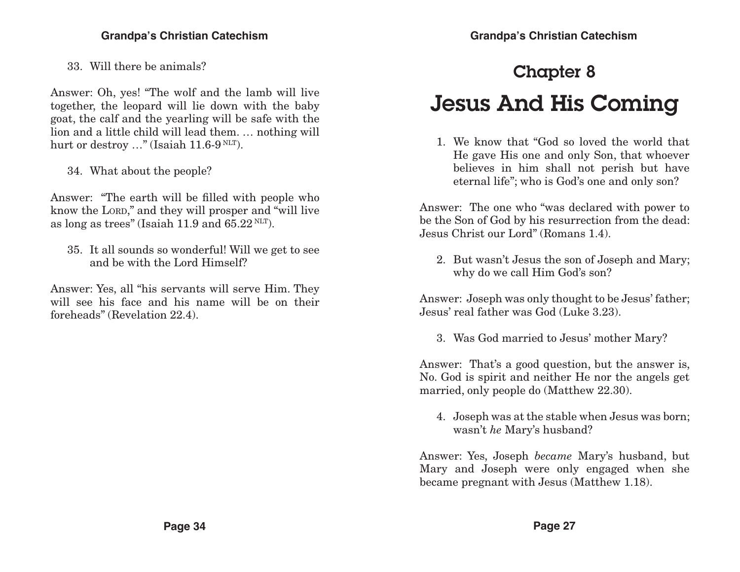33. Will there be animals?

Answer: Oh, yes! "The wolf and the lamb will live together, the leopard will lie down with the baby goat, the calf and the yearling will be safe with the lion and a little child will lead them. … nothing will hurt or destroy …" (Isaiah 11.6-9 NLT).

34. What about the people?

Answer: "The earth will be filled with people who know the LORD," and they will prosper and "will live as long as trees" (Isaiah 11.9 and 65.22 NLT).

35. It all sounds so wonderful! Will we get to see and be with the Lord Himself?

Answer: Yes, all "his servants will serve Him. They will see his face and his name will be on their foreheads" (Revelation 22.4).

# Chapter 8

# Jesus And His Coming

1. We know that "God so loved the world that He gave His one and only Son, that whoever believes in him shall not perish but have eternal life"; who is God's one and only son?

Answer: The one who "was declared with power to be the Son of God by his resurrection from the dead: Jesus Christ our Lord" (Romans 1.4).

2. But wasn't Jesus the son of Joseph and Mary; why do we call Him God's son?

Answer: Joseph was only thought to be Jesus' father; Jesus' real father was God (Luke 3.23).

3. Was God married to Jesus' mother Mary?

Answer: That's a good question, but the answer is, No. God is spirit and neither He nor the angels get married, only people do (Matthew 22.30).

4. Joseph was at the stable when Jesus was born; wasn't *he* Mary's husband?

Answer: Yes, Joseph *became* Mary's husband, but Mary and Joseph were only engaged when she became pregnant with Jesus (Matthew 1.18).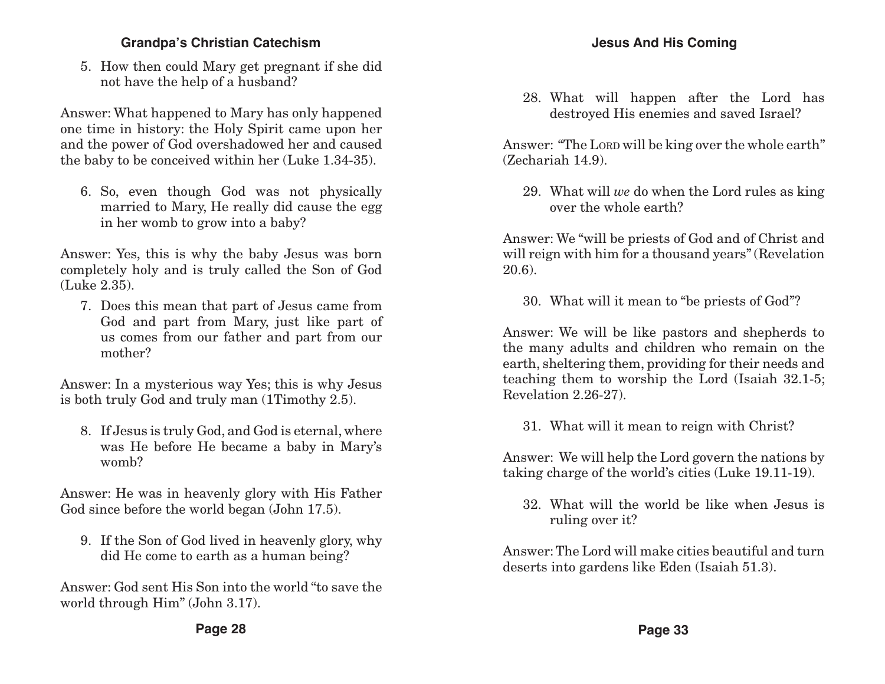5. How then could Mary get pregnant if she did not have the help of a husband?

Answer: What happened to Mary has only happened one time in history: the Holy Spirit came upon her and the power of God overshadowed her and caused the baby to be conceived within her (Luke 1.34-35).

6. So, even though God was not physically married to Mary, He really did cause the egg in her womb to grow into a baby?

Answer: Yes, this is why the baby Jesus was born completely holy and is truly called the Son of God (Luke 2.35).

7. Does this mean that part of Jesus came from God and part from Mary, just like part of us comes from our father and part from our mother?

Answer: In a mysterious way Yes; this is why Jesus is both truly God and truly man (1Timothy 2.5).

8. If Jesus is truly God, and God is eternal, where was He before He became a baby in Mary's womb?

Answer: He was in heavenly glory with His Father God since before the world began (John 17.5).

9. If the Son of God lived in heavenly glory, why did He come to earth as a human being?

Answer: God sent His Son into the world "to save the world through Him" (John 3.17).

28. What will happen after the Lord has destroyed His enemies and saved Israel?

Answer: "The LORD will be king over the whole earth" (Zechariah 14.9).

29. What will *we* do when the Lord rules as king over the whole earth?

Answer: We "will be priests of God and of Christ and will reign with him for a thousand years" (Revelation 20.6).

30. What will it mean to "be priests of God"?

Answer: We will be like pastors and shepherds to the many adults and children who remain on the earth, sheltering them, providing for their needs and teaching them to worship the Lord (Isaiah 32.1-5; Revelation 2.26-27).

31. What will it mean to reign with Christ?

Answer: We will help the Lord govern the nations by taking charge of the world's cities (Luke 19.11-19).

32. What will the world be like when Jesus is ruling over it?

Answer: The Lord will make cities beautiful and turn deserts into gardens like Eden (Isaiah 51.3).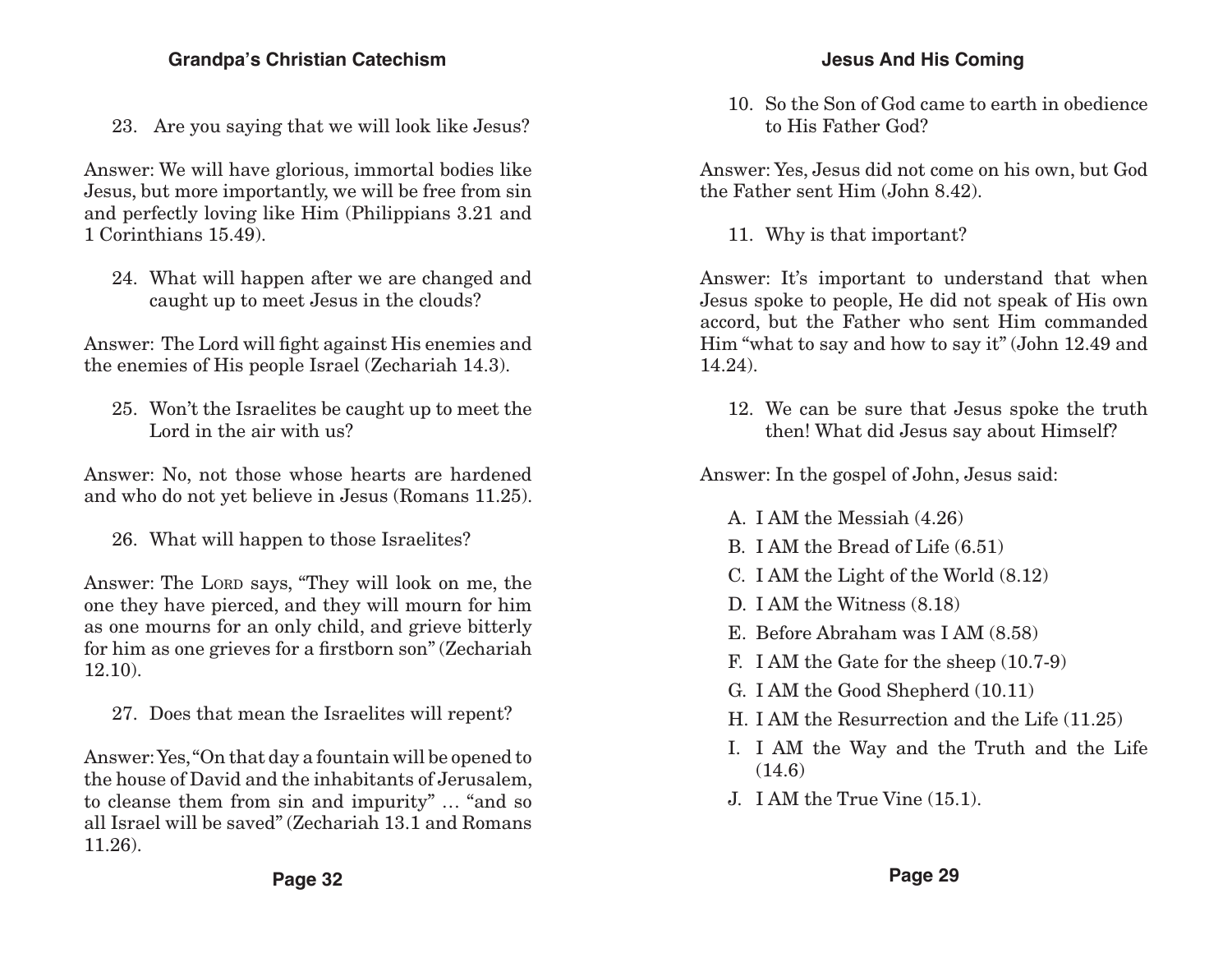23. Are you saying that we will look like Jesus?

Answer: We will have glorious, immortal bodies like Jesus, but more importantly, we will be free from sin and perfectly loving like Him (Philippians 3.21 and 1 Corinthians 15.49).

24. What will happen after we are changed and caught up to meet Jesus in the clouds?

Answer: The Lord will fight against His enemies and the enemies of His people Israel (Zechariah 14.3).

25. Won't the Israelites be caught up to meet the Lord in the air with us?

Answer: No, not those whose hearts are hardened and who do not yet believe in Jesus (Romans 11.25).

26. What will happen to those Israelites?

Answer: The LORD says, "They will look on me, the one they have pierced, and they will mourn for him as one mourns for an only child, and grieve bitterly for him as one grieves for a firstborn son" (Zechariah 12.10).

27. Does that mean the Israelites will repent?

Answer: Yes, "On that day a fountain will be opened to the house of David and the inhabitants of Jerusalem, to cleanse them from sin and impurity" … "and so all Israel will be saved" (Zechariah 13.1 and Romans 11.26).

10. So the Son of God came to earth in obedience to His Father God?

Answer: Yes, Jesus did not come on his own, but God the Father sent Him (John 8.42).

11. Why is that important?

Answer: It's important to understand that when Jesus spoke to people, He did not speak of His own accord, but the Father who sent Him commanded Him "what to say and how to say it" (John 12.49 and 14.24).

12. We can be sure that Jesus spoke the truth then! What did Jesus say about Himself?

Answer: In the gospel of John, Jesus said:

A. I AM the Messiah (4.26)
B. I AM the Bread of Life (6.51)
C. I AM the Light of the World (8.12)
D. I AM the Witness (8.18)
E. Before Abraham was I AM (8.58)
F. I AM the Gate for the sheep (10.7-9)
G. I AM the Good Shepherd (10.11)
H. I AM the Resurrection and the Life (11.25)
I. I AM the Way and the Truth and the Life (14.6)
J. I AM the True Vine (15.1).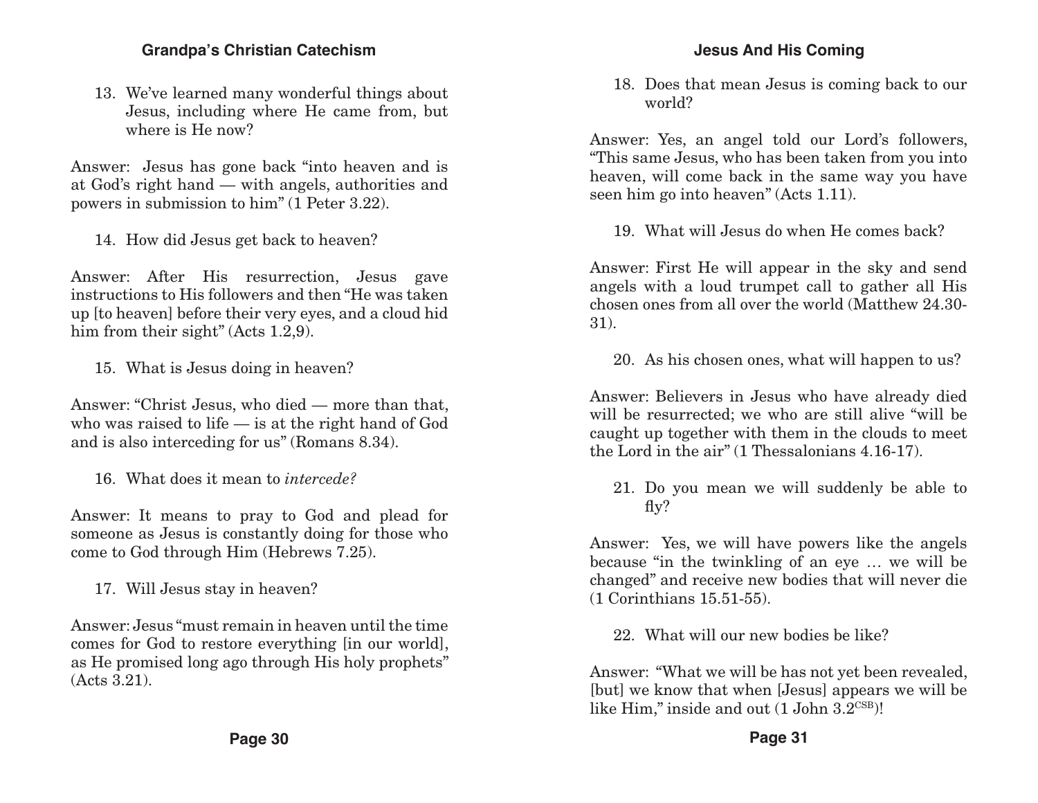13. We've learned many wonderful things about Jesus, including where He came from, but where is He now?

Answer: Jesus has gone back "into heaven and is at God's right hand — with angels, authorities and powers in submission to him" (1 Peter 3.22).

14. How did Jesus get back to heaven?

Answer: After His resurrection, Jesus gave instructions to His followers and then "He was taken up [to heaven] before their very eyes, and a cloud hid him from their sight" (Acts 1.2,9).

15. What is Jesus doing in heaven?

Answer: "Christ Jesus, who died — more than that, who was raised to life — is at the right hand of God and is also interceding for us" (Romans 8.34).

16. What does it mean to *intercede?*

Answer: It means to pray to God and plead for someone as Jesus is constantly doing for those who come to God through Him (Hebrews 7.25).

17. Will Jesus stay in heaven?

Answer: Jesus "must remain in heaven until the time comes for God to restore everything [in our world], as He promised long ago through His holy prophets" (Acts 3.21).

## Jesus And His Coming

18. Does that mean Jesus is coming back to our world?

Answer: Yes, an angel told our Lord's followers, "This same Jesus, who has been taken from you into heaven, will come back in the same way you have seen him go into heaven" (Acts 1.11).

19. What will Jesus do when He comes back?

Answer: First He will appear in the sky and send angels with a loud trumpet call to gather all His chosen ones from all over the world (Matthew 24.30-31).

20. As his chosen ones, what will happen to us?

Answer: Believers in Jesus who have already died will be resurrected; we who are still alive "will be caught up together with them in the clouds to meet the Lord in the air" (1 Thessalonians 4.16-17).

21. Do you mean we will suddenly be able to fly?

Answer: Yes, we will have powers like the angels because "in the twinkling of an eye … we will be changed" and receive new bodies that will never die (1 Corinthians 15.51-55).

22. What will our new bodies be like?

Answer: "What we will be has not yet been revealed, [but] we know that when [Jesus] appears we will be like Him," inside and out (1 John 3.2[CSB])!